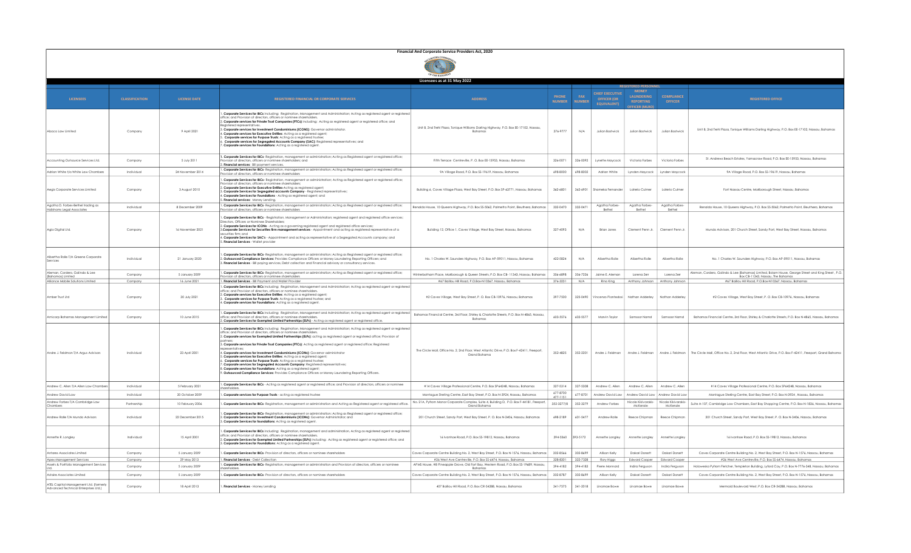# Financial And Corporate Service Providers Act, 2020

## Licensees as at 31 May 2022

| LICENSEES | CLASSIFICATION | LICENSE DATE | REGISTERED FINANCIAL OR CORPORATE SERVICES | ADDRESS | PHONE NUMBER | FAX NUMBER | REGISTERED PERSONNEL | | | REGISTERED OFFICE |
|---|---|---|---|---|---|---|---|---|---|---|
| | | | | | | | CHIEF EXECUTIVE OFFICER (OR EQUIVALENT) | MONEY LAUNDERING REPORTING OFFICER (MLRO) | COMPLIANCE OFFICER | |
| Abaco Law Limited | Company | 9 April 2021 | 1. **Corporate Services for IBCs** including: Registration, Management and Administration; Acting as registered agent or registered office; and Provision of directors, officers or nominee shareholders. 2. **Corporate services for Private Trust Companies (PTCs)** including: Acting as registered agent or registered office; and Registered representatives; 3. **Corporate services for Investment Condominiums (ICONS)**: Governor administrator. 4. **Corporate services for Executive Entities**: Acting as a registered agent; 5. **Corporate services for Purpose Trusts**: Acting as a registered trustee; 6. **Corporate services for Segregated Accounts Company (SAC)**: Registered representatives; and 7. **Corporate services for Foundations**: Acting as a registered agent. | Unit 8, 2nd Trehi Plaza, Tonique Williams Darling Highway, P.O. Box EE-17102, Nassau, Bahamas | 376-9777 | N/A | Julian Bostwick | Julian Bostwick | Julian Bostwick | Unit 8, 2nd Trehi Plaza, Tonique Williams Darling Highway, P.O. Box EE-17102, Nassau, Bahamas |
| Accounting Outsource Services Ltd. | Company | 5 July 2011 | 1. **Corporate Services for IBCs**- Registration, management or administration; Acting as Registered agent or registered office; Provision of directors, officers or nominee shareholders; and 2. **Financial services**: Bill payment services. | Fifth Terrace Centreville, P. O. Box EE-15953, Nassau, Bahamas | 326-0071 | 326-0093 | Lynette Maycock | Victoria Forbes | Victoria Forbes | St. Andrews Beach Estates, Yamacraw Road, P.O. Box EE-15953, Nassau, Bahamas |
| Adrian White t/a White Law Chambers | Individual | 24 November 2014 | 1. **Corporate Services for IBCs**- Registration, management or administration; Acting as Registered agent or registered office; Provision of directors, officers or nominee shareholders | 9A Village Road, P.O. Box SS-19619, Nassau, Bahamas | 698-8000 | 698-8000 | Adrian White | Lynden Maycock | Lynden Maycock | 9A Village Road, P.O. Box SS-19619, Nassau, Bahamas |
| Aegis Corporate Services Limited | Company | 3 August 2010 | 1. **Corporate Services for IBCs**- Registration, management or administration; Acting as Registered agent or registered office; Provision of directors, officers or nominee shareholders; 2. **Corporate Services for Executive Entities**- Acting as registered agent; 3. **Corporate Services for Segregated accounts Company** - Registered representatives; 4. **Corporate Services for Foundations** - Acting as registered agent; and 5. **Financial services**: Money Lending. | Building 4, Caves Village Plaza, West Bay Street, P.O. Box SP-63771, Nassau, Bahamas | 362-6801 | 362-6901 | Shameka Fernander | Latesia Culmer | Latesia Culmer | Fort Nassau Centre, Marlborough Street, Nassau, Bahamas |
| Agatha D. Forbes-Bethel trading as Hallshams Legal Associates | Individual | 8 December 2009 | 1. **Corporate Services for IBCs**- Registration, management or administration; Acting as Registered agent or registered office; Provision of directors, officers or nominee shareholders | Renaldo House, 10 Queens Highway, P.O. Box SS-5062, Palmetto Point, Eleuthera, Bahamas | 332-0470 | 332-0471 | Agatha Forbes-Bethel | Agatha Forbes-Bethel | Agatha Forbes-Bethel | Renaldo House, 10 Queens Highway, P.O. Box SS-5062, Palmetto Point, Eleuthera, Bahamas |
| Agio Digital Ltd. | Company | 16 November 2021 | 1. **Corporate Services for IBCs** - Registration, Management or Administration; registered agent and registered office services; Directors, Officers or Nominee Shareholders; 2. **Corporate Services for ICONs** - Acting as a governing registered agent and registered office services; 3. **Corporate Services for Securities firm management services** - Appointment and acting as registered representative of a securities firm; and 4. **Corporate Services for SAC's** - Appointment and acting as representative of a Segregated Accounts company; and 5. **Financial Services** - Wallet provider | Building 12, Office 1, Caves Village, West Bay Street, Nassau, Bahamas | 327-4093 | N/A | Brian Jones | Clement Penn Jr. | Clement Penn Jr. | Mundo Advisors, 201 Church Street, Sandy Port, West Bay Street, Nassau, Bahamas |
| Albertha Rolle T/A Greene Corporate Services | Individual | 21 January 2020 | 1. **Corporate Services for IBCs**- Registration, management or administration; Acting as Registered agent or registered office; 2. **Outsourced Compliance Services**: Provides Compliance Officers or Money Laundering Reporting Officers; and 3. **Financial Services** - Bill paying services, Debt collection and Financial advisory or consultancy services. | No. 1 Charles W. Saunders Highway, P.O. Box AP-59011, Nassau, Bahamas | 422-5824 | N/A | Albertha Rolle | Albertha Rolle | Albertha Rolle | No. 1 Charles W. Saunders Highway, P.O. Box AP-59011, Nassau, Bahamas |
| Aleman, Cordero, Galindo & Lee (Bahamas) Limited | Company | 5 January 2009 | 1. **Corporate Services for IBCs**- Registration, management or administration; Acting as Registered agent or registered office; Provision of directors, officers or nominee shareholders | Winterbotham Place, Marlborough & Queen Streets, P.O. Box CB- 11343, Nassau, Bahamas | 356-6898 | 356-7226 | Jaime E. Aleman | Lorena Zeir | Lorena Zeir | Aleman, Cordero, Galindo & Lee (Bahamas) Limited, Balam House, George Street and King Street , P.O. Box CB-11343, Nassau, The Bahamas |
| Alliance Mobile Solutions Limited | Company | 16 June 2021 | 1. **Financial Services** - Bill Payment and Wallet Provider | #67 Baillou Hill Road, P.O.Box-N10367, Nassau, Bahamas | 376-3221 | N/A | Rino King | Anthony Johnson | Anthony Johnson | #67 Baillou Hill Road, P.O.Box-N10367, Nassau, Bahamas |
| Amber Trust Ltd | Company | 30 July 2021 | 1. **Corporate Services for IBCs** including: Registration, Management and Administration; Acting as registered agent or registered office; and Provision of directors, officers or nominee shareholders. 2. **Corporate Services for Executive Entities**: Acting as a registered agent; 3. **Corporate services for Purpose Trusts**: Acting as a registered trustee; and 4. **Corporate services for Foundations**: Acting as a registered agent. | #2 Caves Village, West Bay Street, P. O. Box CB-10976, Nassau, Bahamas | 397-7500 | 325-0490 | Vincenzo Pianterosi | Nathan Adderley | Nathan Adderley | #2 Caves Village, West Bay Street, P. O. Box CB-10976, Nassau, Bahamas |
| Amicorp Bahamas Management Limited | Company | 10 June 2015 | 1. **Corporate Services for IBCs** including: Registration, Management and Administration; Acting as registered agent or registered office; and Provision of directors, officers or nominee shareholders. 2. **Corporate Services for Exempted Limited Partnerships (ELPs)** - Acting as registered agent or registered office. | Bahamas Financial Centre, 3rd Floor, Shirley & Charlotte Streets, P.O. Box N-4865, Nassau, Bahamas | 603-5576 | 603-5577 | Marvin Taylor | Samsaar Namd | Samsaar Namd | Bahamas Financial Centre, 3rd Floor, Shirley & Charlotte Streets, P.O. Box N-4865, Nassau, Bahamas |
| Andre J. Feldman T/A Argus Advisors | Individual | 23 April 2001 | 1. **Corporate Services for IBCs** including: Registration, Management and Administration; Acting as registered agent or registered office; and Provision of directors, officers or nominee shareholders. 2. **Corporate services for Exempted Limited Partnerships (ELPs)**: acting as registered agent or registered office; Provision of partners; 3. **Corporate services for Private Trust Companies (PTCs)**: Acting as registered agent or registered office; Registered representatives; 4. **Corporate services for Investment Condominiums (ICONS)**: Governor administrator 5. **Corporate services for Executive Entities**: Acting as a registered agent; 6. **Corporate services for Purpose Trusts**: Acting as a registered trustee; 7. **Corporate services for Segregated Accounts Company**: Registered representatives; 8. **Corporate services for Foundations**: Acting as a registered agent; 9. **Outsourced Compliance Services**: Provides Compliance Officers or Money Laundering Reporting Officers. | The Circle Mall, Office No. 2, 2nd Floor, West Atlantic Drive, P.O. Box F-42411, Freeport, Grand Bahama | 352-4825 | 352-2201 | Andre J. Feldman | Andre J. Feldman | Andre J. Feldman | The Circle Mall, Office No. 2, 2nd Floor, West Atlantic Drive, P.O. Box F-42411, Freeport, Grand Bahama |
| Andrew C. Allen T/A Allen Law Chamber | Individual | 5 February 2021 | 1. **Corporate Services for IBCs** - Acting as registered agent or registered office; and Provision of directors, officers or nominee shareholders. | #14 Caves Village Professional Centre, P.O. Box SP64248, Nassau, Bahamas | 327-5314 | 327-5308 | Andrew C. Allen | Andrew C. Allen | Andrew C. Allen | #14 Caves Village Professional Centre, P.O. Box SP64248, Nassau, Bahamas |
| Andrew David Law | Individual | 20 October 2009 | 1. **Corporate services for Purpose Trusts** - acting as registered trustee | Montague Sterling Centre, East Bay Street, P.O. Box N-3924, Nassau, Bahamas | 677-8700 677-1151 | 677-8701 | Andrew David Law | Andrew David Law | Andrew David Law | Montague Sterling Centre, East Bay Street, P.O. Box N-3924, Nassau, Bahamas |
| Andrew Forbes T/A Cambridge Law Chambers | Partnership | 10 February 2006 | 1. **Corporate Services for IBCs**- Registration, management or administration and Acting as Registered agent or registered office. | No. 21A, Pyfrom Manor Corporate Complex, Suite 4, Building D, P.O. Box F-44181, Freeport, Grand Bahama | 352-3277/8 | 352-3279 | Andrew Forbes | Nicole Klinvarakis-McKenzie | Nicole Klinvarakis-McKenzie | Suite A-107, Cambridge Law Chambers, East Bay Shopping Centre, P.O. Box N-1836, Nassau, Bahamas |
| Andrew Rolle T/A Mundo Advisors | Individual | 22 December 2015 | 1. **Corporate Services for IBCs**- Registration, management or administration; Acting as Registered agent or registered office; 2. **Corporate Services for Investment Condominiums (ICONS)**: Governor Administrator; and 3. **Corporate services for Foundations**: Acting as registered agent. | 201 Church Street, Sandy Port, West Bay Street, P. O. Box N-3406, Nassau, Bahamas | 698-2189 | 601-5477 | Andrew Rolle | Reece Chipman | Reece Chipman | 201 Church Street, Sandy Port, West Bay Street, P. O. Box N-3406, Nassau, Bahamas |
| Annette R. Longley | Individual | 15 April 2001 | 1. **Corporate Services for IBCs** including: Registration, Management and Administration; Acting as registered agent or registered office; and Provision of directors, officers or nominee shareholders. 2. **Corporate Services for Exempted Limited Partnerships (ELPs)** including: Acting as registered agent or registered office; and 3. **Corporate services for Foundations**: Acting as a registered agent. | 16 Ivanhoe Road, P.O. Box SS-19812, Nassau, Bahamas | 394-5560 | 393-5172 | Annette Longley | Annette Longley | Annette Longley | 16 Ivanhoe Road, P.O. Box SS-19812, Nassau, Bahamas |
| Antares Associates Limited | Company | 5 January 2009 | 1. **Corporate Services for IBCs**- Provision of directors, officers or nominee shareholders | Caves Corporate Centre Building No. 2, West Bay Street, P.O. Box N-1576, Nassau, Bahamas | 302-8566 | 302-8699 | Allison Kelly | Dakari Dorsett | Dakari Dorsett | Caves Corporate Centre Building No. 2, West Bay Street, P.O. Box N-1576, Nassau, Bahamas |
| Apex Management Services | Company | 29 May 2013 | 1. **Financial Services** - Debt Collection | #26 West Ave Centreville, P.O. Box SS-6474, Nassau, Bahamas | 328-8301 | 322-7328 | Roy Higgs | Edward Cooper | Edward Cooper | #26 West Ave Centreville, P.O. Box SS-6474, Nassau, Bahamas |
| Assets & Portfolio Management Services Ltd. | Company | 5 January 2009 | 1. **Corporate Services for IBCs**: Registration, management or administration and Provision of directors, officers or nominee shareholders. | APMS House, #8 Pineapple Grove, Old Fort Bay, Western Road, P.O. Box SS-19489, Nassau, Bahamas | 394-4182 | 394-4183 | Pierre Monnard | Indira Ferguson | Indira Ferguson | Holowesko Pyfrom Fletcher, Templeton Building, Lyford Cay, P.O. Box N-7776-348, Nassau, Bahamas |
| Astaire Associates Limited | Company | 5 January 2009 | 1. **Corporate Services for IBCs**- Provision of directors, officers or nominee shareholders | Caves Corporate Centre Building No. 2, West Bay Street, P.O. Box N-1576, Nassau, Bahamas | 302-8787 | 302-8699 | Allison Kelly | Dakari Dorsett | Dakari Dorsett | Caves Corporate Centre Building No. 2, West Bay Street, P.O. Box N-1576, Nassau, Bahamas |
| ATEL Capital Management Ltd. (formerly Advanced Technical Enterprises Ltd.) | Company | 18 April 2013 | 1. **Financial Services** - Money Lending | #37 Baillou Hill Road, P.O. Box CR-54388, Nassau, Bahamas | 341-7575 | 341-2018 | Linamae Bowe | Linamae Bowe | Linamae Bowe | Mermaid Boulevard West, P.O. Box CR-54388, Nassau, Bahamas |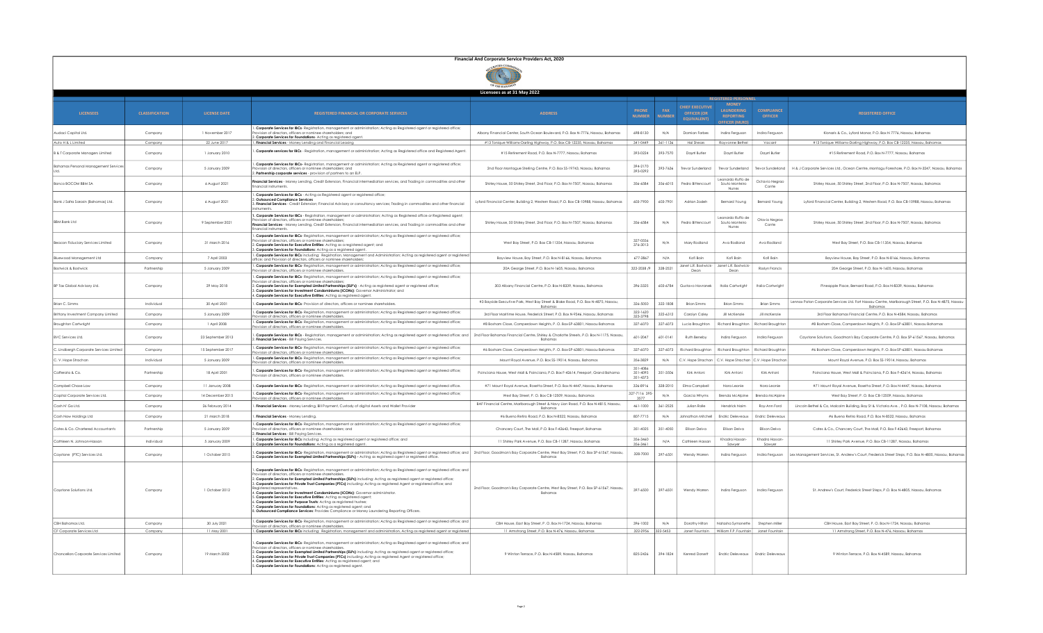# Financial And Corporate Service Providers Act, 2020

## Licensees as at 31 May 2022

| LICENSEES | CLASSIFICATION | LICENSE DATE | REGISTERED FINANCIAL OR CORPORATE SERVICES | ADDRESS | PHONE NUMBER | FAX NUMBER | REGISTERED PERSONNEL | | | REGISTERED OFFICE |
|---|---|---|---|---|---|---|---|---|---|---|
| | | | | | | | CHIEF EXECUTIVE OFFICER (OR EQUIVALENT) | MONEY LAUNDERING REPORTING OFFICER (MLRO) | COMPLIANCE OFFICER | |
| Audaci Capital Ltd. | Company | 1 November 2017 | 1. **Corporate Services for IBCs**- Registration, management or administration; Acting as Registered agent or registered office; Provision of directors, officers or nominee shareholders; and 2. **Corporate Services for Foundations**- Acting as registered agent. | Albany Financial Center, South Ocean Boulevard, P.O. Box N-7776, Nassau, Bahamas | 698-8130 | N/A | Damian Forbes | Indira Ferguson | Indira Ferguson | Kionaris & Co., Lyford Manor, P.O. Box N-7776, Nassau, Bahamas |
| Auto H & L Limited | Company | 22 June 2017 | 1. **Financial Services** - Money Lending and Financial Leasing | #13 Tonique Williams-Darling Highway, P.O. Box CB-12235, Nassau, Bahamas | 341-0469 | 361-1136 | Hal Sheals | Roy-anne Bethel | Vacant | #13 Tonique Williams-Darling Highway, P.O. Box CB-12235, Nassau, Bahamas |
| B & T Corporate Managers Limited | Company | 1 January 2010 | 1. **Corporate services for IBCs** - Registration, management or administration; Acting as Registered office and Registered Agent. | #15 Retirement Road, P.O. Box N-7777, Nassau, Bahamas | 393-0224 | 393-7570 | Dayrli Butler | Dayrli Butler | Dayrli Butler | #15 Retirement Road, P.O. Box N-7777, Nassau, Bahamas |
| Bahamas Personal Management Services Ltd. | Company | 5 January 2009 | 1. **Corporate Services for IBCs**- Registration, management or administration; Acting as Registered agent or registered office; Provision of directors, officers or nominee shareholders; and 2. **Partnership corporate services** - provision of partners to an ELP. | 2nd Floor Montague Sterling Centre, P.O. Box SS-19763, Nassau, Bahamas | 394-2170 393-0292 | 393-7636 | Trevor Sunderland | Trevor Sunderland | Trevor Sunderland | H & J Corporate Services Ltd., Ocean Centre, Montagu Foreshore, P.O. Box N-3247, Nassau, Bahamas |
| Banco BOCOM BBM SA | Company | 6 August 2021 | **Financial Services** - Money Lending, Credit Extension, Financial intermediation services, and trading in commodities and other financial instruments. | Shirley House, 50 Shirley Street, 2nd Floor, P.O. Box N-7507, Nassau, Bahamas | 356-6584 | 356-6015 | Pedro Bittencourt | Leonardo Rufito de Souto Monteiro Nunes | Octavio Negrao Conte | Shirley House, 50 Shirley Street, 2nd Floor, P.O. Box N-7507, Nassau, Bahamas |
| Bank J Safra Sarasin (Bahamas) Ltd. | Company | 6 August 2021 | 1. **Corporate Services for IBCs** - Acting as Registered agent or registered office; 2. **Outsourced Compliance Services** 3. **Financial Services** - Credit Extension; Financial Advisory or consultancy services; Trading in commodities and other financial instruments. | Lyford Financial Center, Building 2, Western Road, P.O. Box CB-10988, Nassau, Bahamas | 603-7900 | 603-7901 | Adrian Zadeh | Bernard Young | Bernard Young | Lyford Financial Center, Building 2, Western Road, P.O. Box CB-10988, Nassau, Bahamas |
| BBM Bank Ltd | Company | 9 September 2021 | 1. **Corporate Services for IBCs** - Registration, management or administration; Acting as Registered office or Registered agent; Provision of directors, officers or nominee shareholders; **Financial Services** - Money Lending, Credit Extension, Financial intermediation services, and trading in commodities and other financial instruments. | Shirley House, 50 Shirley Street, 2nd Floor, P.O. Box N-7507, Nassau, Bahamas | 356-6584 | N/A | Pedro Bittencourt | Leonardo Rufito de Souto Monteiro Nunes | Otavio Negrao Conte | Shirley House, 50 Shirley Street, 2nd Floor, P.O. Box N-7507, Nassau, Bahamas |
| Beacon Fiduciary Services Limited | Company | 31 March 2016 | 1. **Corporate Services for IBCs**- Registration, management or administration; Acting as Registered agent or registered office; Provision of directors, officers or nominee shareholders; 2. **Corporate Services for Executive Entities**: Acting as a registered agent; and 3. **Corporate Services for Foundations**: Acting as a registered agent. | West Bay Street, P.O. Box CB-11354, Nassau, Bahamas | 327-0354 374-3013 | N/A | Mary Rodland | Ava Rodland | Ava Rodland | West Bay Street, P.O. Box CB-11354, Nassau, Bahamas |
| Bluewood Management Ltd | Company | 7 April 2003 | 1. **Corporate Services for IBCs** including: Registration, Management and Administration; Acting as Registered agent or registered office; and Provision of directors, officers or nominee shareholders. | Bayview House, Bay Street, P.O. Box N-8166, Nassau, Bahamas | 677-2867 | N/A | Kofi Bain | Kofi Bain | Kofi Bain | Bayview House, Bay Street, P.O. Box N-8166, Nassau, Bahamas |
| Bostwick & Bostwick | Partnership | 5 January 2009 | 1. **Corporate Services for IBCs**- Registration, management or administration; Acting as Registered agent or registered office; Provision of directors, officers or nominee shareholders. | 20A George Street, P.O. Box N-1605, Nassau, Bahamas | 322-2038 /9 | 328-2521 | Janet L.R. Bostwick-Dean | Janet L.R. Bostwick-Dean | Roslyn Francis | 20A George Street, P.O. Box N-1605, Nassau, Bahamas |
| BP Tax Global Advisory Ltd. | Company | 29 May 2018 | 1. **Corporate Services for IBCs**- Registration, management or administration; Acting as Registered agent or registered office; Provision of directors, officers or nominee shareholders; 2. **Corporate Services for Exempted Limited Partnerships (ELP's)** - Acting as registered agent or registered office; 3. **Corporate Services for Investment Condominiums (ICONs)**: Governor Administrator; and 4. **Corporate Services for Executive Entities**: Acting as registered agent. | 303 Albany Financial Centre, P.O. Box N-8339, Nassau, Bahamas | 396-3325 | 603-6784 | Gustavo Havranek | Italia Cartwright | Italia Cartwright | Pineapple Place, Bernard Road, P.O. Box N-8339, Nassau, Bahamas |
| Brian C. Simms | Individual | 30 April 2001 | 1. **Corporate Services for IBCs**- Provision of directors, officers or nominee shareholders. | #3 Bayside Executive Park, West Bay Street & Blake Road, P.O. Box N-4875, Nassau, Bahamas | 326-5050 | 322-1808 | Brian Simms | Brian Simms | Brian Simms | Lennox Paton Corporate Services Ltd. Fort Nassau Centre, Marlborough Street, P.O. Box N-4875, Nassau Bahamas |
| Brittany Investment Company Limited | Company | 5 January 2009 | 1. **Corporate Services for IBCs**- Registration, management or administration; Acting as Registered agent or registered office; Provision of directors, officers or nominee shareholders. | 3rd Floor Maritime House, Frederick Street, P.O. Box N-9346, Nassau, Bahamas | 322-1620 323-3798 | 322-6312 | Carolyn Cailey | Jill McKenzie | Jill McKenzie | 3rd Floor Bahamas Financial Centre, P.O. Box N-4584, Nassau, Bahamas |
| Broughton Cartwright | Company | 1 April 2008 | 1. **Corporate Services for IBCs**- Registration, management or administration; Acting as Registered agent or registered office; Provision of directors, officers or nominee shareholders. | #8 Bonham Close, Camperdown Heights, P.O. Box SP-63801, Nassau Bahamas | 327-6070 | 327-6073 | Lucia Broughton | Richard Broughton | Richard Broughton | #8 Bonham Close, Camperdown Heights, P.O. Box SP-63801, Nassau Bahamas |
| BVC Services Ltd. | Company | 23 September 2013 | 1. **Corporate Services for IBCs** - Registration, management or administration; Acting as Registered agent or registered office; and 2. **Financial Services** - Bill Paying Services. | 2nd Floor Bahamas Financial Centre, Shirley & Charlotte Streets, P.O. Box N-1175, Nassau, Bahamas | 601-2047 | 601-0141 | Ruth Beneby | Indira Ferguson | Indira Ferguson | Coystone Solutions, Goodman's Bay Corporate Centre, P.O. Box SP-61567, Nassau, Bahamas |
| C. Lindbergh Corporate Services Limited | Company | 15 September 2017 | 1. **Corporate Services for IBCs**- Registration, management or administration; Acting as Registered agent or registered office; Provision of directors, officers or nominee shareholders. | #6 Bonham Close, Camperdown Heights, P.O. Box SP-63801, Nassau Bahamas | 327-6070 | 327-6073 | Richard Broughton | Richard Broughton | Richard Broughton | #6 Bonham Close, Camperdown Heights, P.O. Box SP-63801, Nassau Bahamas |
| C. V. Hope Strachan | Individual | 5 January 2009 | 1. **Corporate Services for IBCs**- Registration, management or administration; Acting as Registered agent or registered office; Provision of directors, officers or nominee shareholders. | Mount Royal Avenue, P.O. Box SS-19014, Nassau, Bahamas | 356-3829 | N/A | C.V. Hope Strachan | C.V. Hope Strachan | C.V. Hope Strachan | Mount Royal Avenue, P.O. Box SS-19014, Nassau, Bahamas |
| Cafferata & Co. | Partnership | 18 April 2001 | 1. **Corporate Services for IBCs**- Registration, management or administration; Acting as Registered agent or registered office; Provision of directors, officers or nominee shareholders. | Poinciana House, West Mall & Poinciana, P.O. Box F-42614, Freeport, Grand Bahama | 351-4086 351-4095 351-4373 | 351-3506 | Kirk Antoni | Kirk Antoni | Kirk Antoni | Poinciana House, West Mall & Poinciana, P.O. Box F-42614, Nassau, Bahamas |
| Campbell Chase Law | Company | 11 January 2008 | 1. **Corporate Services for IBCs**- Registration, management or administration; Acting as Registered agent or registered office. | #71 Mount Royal Avenue, Rosetta Street, P.O. Box N-4447, Nassau, Bahamas | 326-8916 | 328-2010 | Elma Campbell | Nora Leonie | Nora Leonie | #71 Mount Royal Avenue, Rosetta Street, P.O. Box N-4447, Nassau, Bahamas |
| Capital Corporate Services Ltd. | Company | 14 December 2015 | 1. **Corporate Services for IBCs**- Registration, management or administration; Acting as Registered agent or registered office; Provision of directors, officers or nominee shareholders. | West Bay Street, P. O. Box CB-12509, Nassau, Bahamas | 327-7116, 395-3577 | N/A | Garcia Whyms | Brenda McAlpine | Brenda McAlpine | West Bay Street, P. O. Box CB-12509, Nassau, Bahamas |
| Cash N' Go Ltd. | Company | 26 February 2014 | 1. **Financial Services** - Money Lending, Bill Payment, Custody of digital Assets and Wallet Provider | BAF Financial Centre, Marlborough Street & Navy Lion Road, P.O. Box N-4815, Nassau, Bahamas | 461-1000 | 361-2525 | Julian Rolle | Hendrick Holm | Roy-Ann Ford | Lincoln Bethel & Co. Malcolm Building, Bay St & Victoria Ave. , P.O. Box N-7108, Nassau, Bahamas |
| Cash Now Holdings Ltd | Company | 21 March 2018 | 1. **Financial Services** - Money Lending. | #6 Bueno Retiro Road, P.O. Box N-8522, Nassau, Bahamas | 807-7710 | N/A | Johnathan Mitchell | Endric Deleveaux | Endric Deleveaux | #6 Bueno Retiro Road, P.O. Box N-8522, Nassau, Bahamas |
| Cates & Co. Chartered Accountants | Partnership | 5 January 2009 | 1. **Corporate Services for IBCs**- Registration, management or administration; Acting as Registered agent or registered office; Provision of directors, officers or nominee shareholders; and 2. **Financial Services** - Bill Paying Services. | Chancery Court, The Mall, P.O. Box F-42643, Freeport, Bahamas | 351-4025 | 351-4050 | Ellison Delva | Ellison Delva | Ellison Delva | Cates & Co., Chancery Court, The Mall, P.O. Box F-42643, Freeport, Bahamas |
| Cathleen N. Johnson-Hassan | Individual | 5 January 2009 | 1. **Corporate Services for IBCs** including: Acting as registered agent or registered office; and 2. **Corporate Services for Foundations**: Acting as a registered agent. | 11 Shirley Park Avenue, P.O. Box CB-11287, Nassau, Bahamas | 356-3460 356-3461 | N/A | Cathleen Hassan | Khadra Hassan-Sawyer | Khadra Hassan-Sawyer | 11 Shirley Park Avenue, P.O. Box CB-11287, Nassau, Bahamas |
| Coystone (PTC) Services Ltd. | Company | 1 October 2015 | 1. **Corporate Services for IBCs**- Registration, management or administration; Acting as Registered agent or registered office; and 2. **Corporate Services for Exempted Limited Partnerships (ELPs)** - Acting as registered agent or registered office. | 2nd Floor, Goodman's Bay Corporate Centre, West Bay Street, P.O. Box SP-61567, Nassau, Bahamas | 328-7000 | 397-6501 | Wendy Warren | Indira Ferguson | Indira Ferguson | Lex Management Services, St. Andrew's Court, Frederick Street Steps, P.O. Box N-4805, Nassau, Bahamas |
| Coystone Solutions Ltd. | Company | 1 October 2012 | 1. **Corporate Services for IBCs**- Registration, management or administration; Acting as Registered agent or registered office; and Provision of directors, officers or nominee shareholders. 2. **Corporate Services for Exempted Limited Partnerships (ELPs)** including: Acting as registered agent or registered office; 3. **Corporate Services for Private Trust Companies (PTCs)** including: Acting as Registered agent or Registered office; and Registered representatives. 4. **Corporate Services for Investment Condominiums (ICONs)**: Governor administrator. 5. **Corporate Services for Executive Entities**: Acting as registered agent; 6. **Corporate Services for Purpose Trusts**: Acting as registered trustee; 7. **Corporate Services for Foundations**: Acting as registered agent; and 8. **Outsourced Compliance Services**: Provides Compliance or Money Laundering Reporting Officers. | 2nd Floor, Goodman's Bay Corporate Centre, West Bay Street, P.O. Box SP-61567, Nassau, Bahamas | 397-6500 | 397-6501 | Wendy Warren | Indira Ferguson | Indira Ferguson | St. Andrew's Court, Frederick Street Steps, P.O. Box N-4805, Nassau, Bahamas |
| CBH Bahamas Ltd. | Company | 30 July 2021 | 1. **Corporate Services for IBCs**- Registration, management or administration; Acting as Registered agent or registered office; and Provision of directors, officers or nominee shareholders. | CBH House, East Bay Street, P. O. Box N-1724, Nassau, Bahamas | 396-1002 | N/A | Dorothy Hilton | Natasha Symonette | Stephen Miller | CBH House, East Bay Street, P. O. Box N-1724, Nassau, Bahamas |
| CF Corporate Services Ltd | Company | 11 May 2001 | 1. **Corporate Services for IBCs** including: Registration, management and administration, Acting as registered agent or registered | 11 Armstrong Street, P.O. Box N-476, Nassau, Bahamas | 322-2956 | 322-5453 | Janet Fountain | William F.P. Fountain | Janet Fountain | 11 Armstrong Street, P.O. Box N-476, Nassau, Bahamas |
| Chancellors Corporate Services Limited | Company | 19 March 2002 | 1. **Corporate Services for IBCs**- Registration, management or administration; Acting as Registered agent or registered office; and Provision of directors, officers or nominee shareholders. 2. **Corporate Services for Exempted Limited Partnerships (ELPs)** including: Acting as registered agent or registered office; 3. **Corporate Services for Private Trust Companies (PTCs)** including: Acting as Registered agent or Registered office; 4. **Corporate Services for Executive Entities**: Acting as registered agent; and 5. **Corporate Services for Foundations**: Acting as registered agent. | 9 Winton Terrace, P.O. Box N-4589, Nassau, Bahamas | 825-2426 | 394-1824 | Kenred Dorsett | Endric Deleveaux | Endric Deleveaux | 9 Winton Terrace, P.O. Box N-4589, Nassau, Bahamas |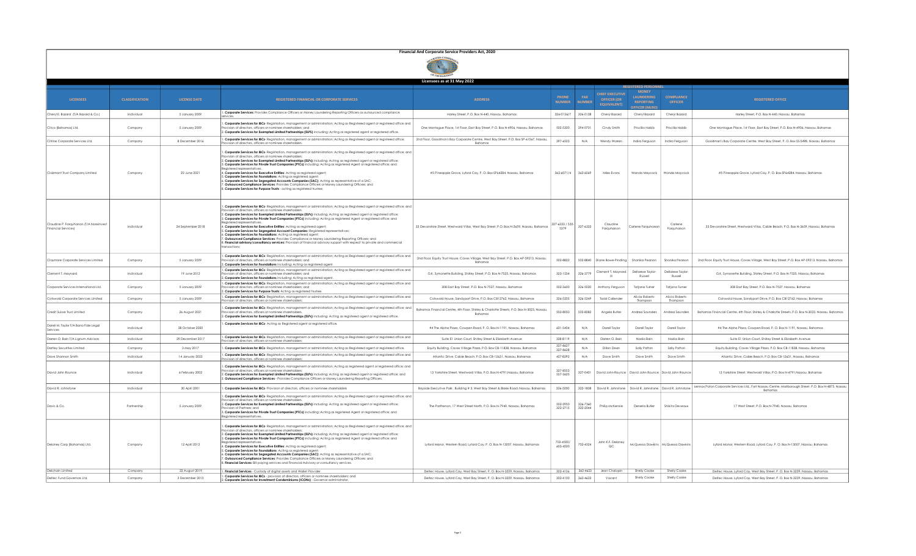# Financial And Corporate Service Providers Act, 2020

## Licensees as at 31 May 2022

| LICENSEES | CLASSIFICATION | LICENSE DATE | REGISTERED FINANCIAL OR CORPORATE SERVICES | ADDRESS | PHONE NUMBER | FAX NUMBER | REGISTERED PERSONNEL | | | REGISTERED OFFICE |
|---|---|---|---|---|---|---|---|---|---|---|
| | | | | | | | CHIEF EXECUTIVE OFFICER (OR EQUIVALENT) | MONEY LAUNDERING REPORTING OFFICER (MLRO) | COMPLIANCE OFFICER | |
| Cheryl E. Bazard (T/A Bazard & Co.) | Individual | 5 January 2009 | 1. **Corporate Services:** Provides Compliance Officers or Money Laundering Reporting Officers as outsourced compliance services; | Harley Street, P.O. Box N-440, Nassau, Bahamas | 326-0126/7 | 326-0128 | Cheryl Bazard | Cheryl Bazard | Cheryl Bazard | Harley Street, P.O. Box N-440, Nassau, Bahamas |
| Citco (Bahamas) Ltd. | Company | 5 January 2009 | 1. **Corporate Services for IBCs**- Registration, management or administration; Acting as Registered agent or registered office and Provision of directors, officers or nominee shareholders; and 2. **Corporate Services for Exempted Limited Partnerships (ELPS)** including: Acting as registered agent or registered office. | One Montague Place, 1st Floor, East Bay Street, P.O. Box N-4906, Nassau, Bahamas | 502-5300 | 394-0701 | Cindy Smith | Priscilla Habib | Priscilla Habib | One Montague Place, 1st Floor, East Bay Street, P.O. Box N-4906, Nassau, Bahamas |
| Citrine Corporate Services Ltd. | Company | 8 December 2016 | 1. **Corporate Services for IBCs**- Registration, management or administration; Acting as Registered agent or registered office; Provision of directors, officers or nominee shareholders. | 2nd Floor, Goodman's Bay Corporate Centre, West Bay Street, P.O. Box SP-61567, Nassau, Bahamas | 397-4523 | N/A | Wendy Warren | Indira Ferguson | Indira Ferguson | Goodman's Bay Corporate Centre, West Bay Street, P. O. Box SS-5498, Nassau, Bahamas |
| Clairmont Trust Company Limited | Company | 22 June 2021 | 1. **Corporate Services for IBCs**- Registration, management or administration; Acting as Registered agent or registered office; and Provision of directors, officers or nominee shareholders; 2. **Corporate Services for Exempted Limited Partnerships (ELPs)** including: Acting as registered agent or registered office; 3. **Corporate Services for Private Trust Companies (PTCs)** including: Acting as registered Agent or registered office; and Registered representatives; 4. **Corporate Services for Executive Entities**: Acting as registered agent; 5. **Corporate Services for Foundations**: Acting as registered agent; 6. **Corporate Services for Segregated Accounts Companies (SAC)**: Acting as representative of a SAC; 7. **Outsourced Compliance Services**: Provides Compliance Officers or Money Laundering Officers; and 8. **Corporate Services for Purpose Trusts** - acting as registered trustee; | #5 Pineapple Grove, Lyford Cay, P. O. Box-SP64284, Nassau, Bahamas | 362-6071/4 | 362-6069 | Miles Evans | Wanda Maycock | Wanda Maycock | #5 Pineapple Grove, Lyford Cay, P. O. Box-SP64284, Nassau, Bahamas |
| Claudine P. Farquharson (T/A Moreinvest Financial Services) | Individual | 24 September 2018 | 1. **Corporate Services for IBCs**- Registration, management or administration; Acting as Registered agent or registered office; and Provision of directors, officers or nominee shareholders; 2. **Corporate Services for Exempted Limited Partnerships (ELPs)** including: Acting as Registered agent or registered office; 3. **Corporate Services for Private Trust Companies (PTCs)** including: Acting as Registered agent or registered office; and Registered representatives; 4. **Corporate Services for Executive Entities**: Acting as registered agent; 5. **Corporate Services for Segregated Account Companies**: Registered representatives; 6. **Corporate Services for Foundations**: Acting as registered agent; 7. **Outsourced Compliance Services**: Provides Compliance or Money Laundering Reporting Officers; and 8. **Financial advisory/consultancy services**: Provision of financial advisory support with respect to private and commercial transactions; | 33 Devonshire Street, Westward Villas, West Bay Street, P.O. Box N-3659, Nassau, Bahamas | 327-6333 / 535-5379 | 327-6333 | Claudine Farquharson | Carlene Farquharson | Carlene Farquharson | 33 Devonshire Street, Westward Villas, Cable Beach, P.O. Box N-3659, Nassau, Bahamas |
| Claymore Corporate Services Limited | Company | 5 January 2009 | 1. **Corporate Services for IBCs**- Registration, management or administration; Acting as Registered agent or registered office and Provision of directors, officers or nominee shareholders; and 2. **Corporate Services for Foundations** including: Acting as registered agent. | 2nd Floor, Equity Trust House, Caves Village, West Bay Street, P.O. Box AP-59213, Nassau, Bahamas | 502-8822 | 502-8840 | Diane Bowe-Pindling | Shanika Pearson | Shanika Pearson | 2nd Floor, Equity Trust House, Caves Village, West Bay Street, P.O. Box AP-59213, Nassau, Bahamas |
| Clement T. Maynard | Individual | 19 June 2012 | 1. **Corporate Services for IBCs**- Registration, management or administration; Acting as Registered agent or registered office and Provision of directors, officers or nominee shareholders; and 2. **Corporate Services for Foundations** including: Acting as registered agent. | G.K. Symonette Building, Shirley Street, P.O. Box N-7525, Nassau, Bahamas | 323-1234 | 326-3779 | Clement T. Maynard III | Dellarese Taylor-Russell | Dellarese Taylor-Russell | G.K. Symonette Building, Shirley Street, P.O. Box N-7525, Nassau, Bahamas |
| Corporate Services International Ltd. | Company | 5 January 2009 | 1. **Corporate Services for IBCs**- Registration, management or administration; Acting as Registered agent or registered office and Provision of directors, officers or nominee shareholders; and 2. **Corporate Services for Purpose Trusts**: Acting as registered trustee. | 308 East Bay Street, P.O. Box N-7527, Nassau, Bahamas | 502-2600 | 326-5020 | Anthony Ferguson | Tatjana Turner | Tatjana Turner | 308 East Bay Street, P.O. Box N-7527, Nassau, Bahamas |
| Cotswold Corporate Services Limited | Company | 5 January 2009 | 1. **Corporate Services for IBCs**- Registration, management or administration; Acting as Registered agent or registered office and Provision of directors, officers or nominee shareholders; | Cotswold House, Sandyport Drive, P.O. Box CB12762, Nassau, Bahamas | 326-5205 | 326-5349 | Todd Callender | Alicia Roberts-Thompson | Alicia Roberts-Thompson | Cotswold House, Sandyport Drive, P.O. Box CB12762, Nassau, Bahamas |
| Credit Suisse Trust Limited | Company | 26 August 2021 | 1. **Corporate Services for IBCs**- Registration, management or administration; Acting as Registered agent or registered office and Provision of directors, officers or nominee shareholders; 2. **Corporate Services for Exempted Limited Partnerships (ELPs)** including: Acting as registered agent or registered office. | Bahamas Financial Centre, 4th Floor, Shirley & Charlotte Streets, P.O. Box N-3023, Nassau, Bahamas | 502-8050 | 502-8082 | Angela Butler | Andrea Saunders | Andrea Saunders | Bahamas Financial Centre, 4th Floor, Shirley & Charlotte Streets, P.O. Box N-3023, Nassau, Bahamas |
| Darell W. Taylor T/A Bona Fide Legal Services | Individual | 28 October 2020 | 1. **Corporate Services for IBCs**: Acting as Registered agent or registered office. | #4 The Alpha Plaza, Cowpen Road, P. O. Box N-1191, Nassau, Bahamas | 601-5404 | N/A | Darell Taylor | Darell Taylor | Darell Taylor | #4 The Alpha Plaza, Cowpen Road, P. O. Box N-1191, Nassau, Bahamas |
| Darren O. Bain T/A Lignum Advisors | Individual | 29 December 2017 | 1. **Corporate Services for IBCs**- Registration, management or administration; Acting as Registered agent or registered office and Provision of directors, officers or nominee shareholders; | Suite E1 Union Court, Shirley Street & Elizabeth Avenue | 328-6119 | N/A | Darren O. Bain | Nadia Bain | Nadia Bain | Suite E1 Union Court, Shirley Street & Elizabeth Avenue |
| Dartley Securities Limited | Company | 3 May 2017 | 1. **Corporate Services for IBCs**- Registration, management or administration; Acting as Registered agent or registered office. | Equity Building, Caves Village Plaza, P.O. Box CB-11838, Nassau, Bahamas | 327-8627 327-8628 | N/A | Dillon Dean | Sally Patton | Sally Patton | Equity Building, Caves Village Plaza, P.O. Box CB-11838, Nassau, Bahamas |
| Dave Shannon Smith | Individual | 14 January 2022 | 1. **Corporate Services for IBCs**- Registration, management or administration; Acting as Registered agent or registered office and Provision of directors, officers or nominee shareholders; | Atlantic Drive, Cable Beach, P.O. Box CB-12631, Nassau, Bahamas | 437-8292 | N/A | Dave Smith | Dave Smith | Dave Smith | Atlantic Drive, Cable Beach, P.O. Box CB-12631, Nassau, Bahamas |
| David John Rounce | Individual | 6 February 2002 | 1. **Corporate Services for IBCs**- Registration, management or administration; Acting as registered agent or registered office; and Provision of directors, officers or nominee shareholders; 2. **Corporate Services for Exempted Limited Partnerships (ELPs)** including: Acting as registered agent or registered office; and 3. **Outsourced Compliance Services** - Provides Compliance Officers or Money Laundering Reporting Officers. | 13 Yorkshire Street, Westward Villas, P.O. Box N-4791, Nassau, Bahamas | 327-8553 327-3625 | 327-0401 | David John Rounce | David John Rounce | David John Rounce | 13 Yorkshire Street, Westward Villas, P.O. Box N-4791, Nassau, Bahamas |
| David R. Johnstone | Individual | 30 April 2001 | 1. **Corporate Services for IBCs**- Provision of directors, officers or nominee shareholders | Bayside Executive Park , Building # 3, West Bay Street & Blake Road, Nassau, Bahamas | 326-5050 | 322-1808 | David R. Johnstone | David R. Johnstone | David R. Johnstone | Lennox Paton Corporate Services Ltd., Fort Nassau Centre, Marlborough Street, P.O. Box N-4875, Nassau, Bahamas |
| Davis & Co. | Partnership | 5 January 2009 | 1. **Corporate Services for IBCs**- Registration, management or administration; Acting as Registered agent or registered office; and Provision of directors, officers or nominee shareholders; 2. **Corporate Services for Exempted Limited Partnerships (ELPs)** including: Acting as registered agent or registered office; Provision of Partners; and 3. **Corporate Services for Private Trust Companies (PTCs)** including: Acting as registered Agent or registered office; and Registered representatives. | The Parthenon, 17 West Street North, P.O. Box N-7940, Nassau, Bahamas | 502-2950 322-2715 | 326-7360 322-2044 | Phillip McKenzie | Deneria Butler | Shikita Deveaux | 17 West Street, P.O. Box N-7940, Nassau, Bahamas |
| Delaney Corp (Bahamas) Ltd. | Company | 12 April 2012 | 1. **Corporate Services for IBCs**- Registration, management or administration; Acting as Registered agent or registered office; and Provision of directors, officers or nominee shareholders; 2. **Corporate Services for Exempted Limited Partnerships (ELPs)** including: Acting as registered agent or registered office; 3. **Corporate Services for Private Trust Companies (PTCs)** including: Acting as registered Agent or registered office; and Registered representatives; 4. **Corporate Services for Executive Entities**: Acting as registered agent; 5. **Corporate Services for Foundations**: Acting as registered agent; 6. **Corporate Services for Segregated Accounts Companies (SAC)**: Acting as representative of a SAC; 7. **Outsourced Compliance Services**: Provides Compliance Officers or Money Laundering Officers; and 8. **Financial Services**: Bill paying services and Financial Advisory or consultancy services. | Lyford Manor, Western Road, Lyford Cay, P. O. Box N-13007, Nassau, Bahamas | 702-4500/603-4500 | 702-4524 | John K.F. Delaney QC | McQuessa Dawkins | McQuessa Dawkins | Lyford Manor, Western Road, Lyford Cay, P. O. Box N-13007, Nassau, Bahamas |
| Delchain Limited | Company | 22 August 2019 | 1. **Financial Services** - Custody of digital assets and Wallet Provider | Deltec House, Lyford Cay, West Bay Street, P. O. Box N-3229, Nassau, Bahamas | 302-4126 | 362-4623 | Jean Chalopin | Shelly Cooke | Shelly Cooke | Deltec House, Lyford Cay, West Bay Street, P. O. Box N-3229, Nassau, Bahamas |
| Deltec Fund Governance Ltd. | Company | 3 December 2015 | 1. **Corporate Services for IBCs** - provision of directors, officers or nominee shareholders; and 2. **Corporate Services for Investment Condominiums (ICONs)** - Governor administrator. | Deltec House, Lyford Cay, West Bay Street, P. O. Box N-3229, Nassau, Bahamas | 302-4100 | 362-4623 | Vacant | Shelly Cooke | Shelly Cooke | Deltec House, Lyford Cay, West Bay Street, P. O. Box N-3229, Nassau, Bahamas |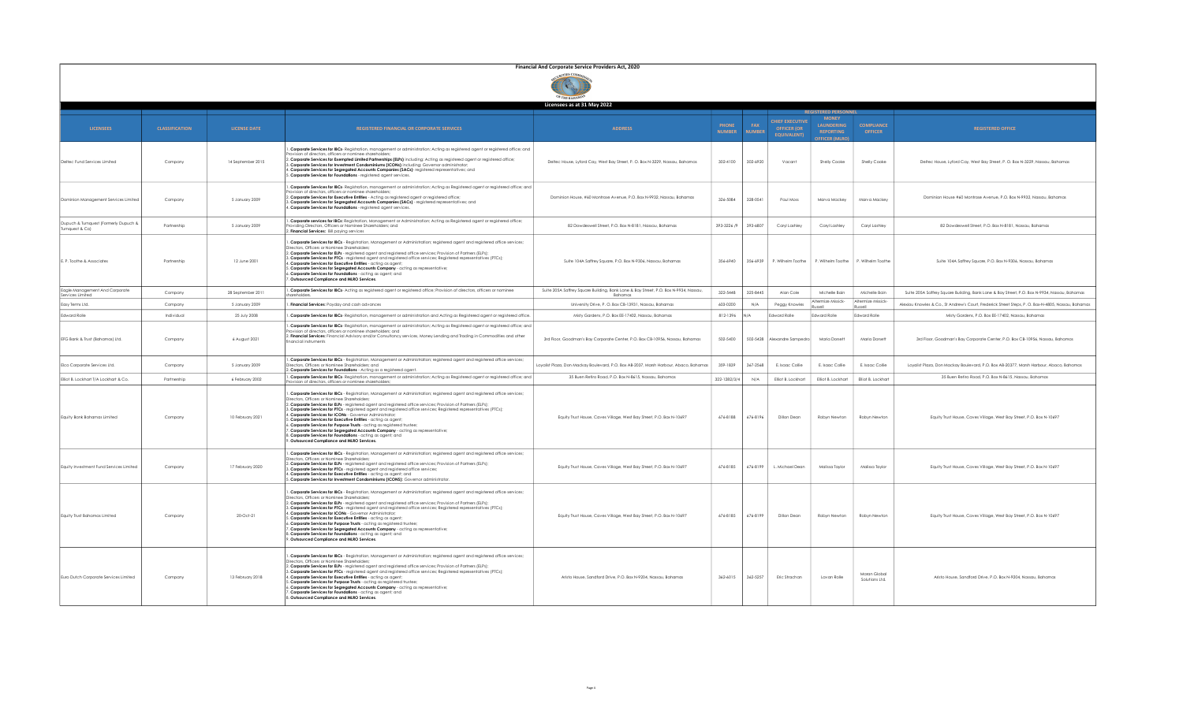# Financial And Corporate Service Providers Act, 2020

## Licensees as at 31 May 2022

| LICENSEES | CLASSIFICATION | LICENSE DATE | REGISTERED FINANCIAL OR CORPORATE SERVICES | ADDRESS | PHONE NUMBER | FAX NUMBER | REGISTERED PERSONNEL | | | REGISTERED OFFICE |
|---|---|---|---|---|---|---|---|---|---|---|
| | | | | | | | CHIEF EXECUTIVE OFFICER (OR EQUIVALENT) | MONEY LAUNDERING REPORTING OFFICER (MLRO) | COMPLIANCE OFFICER | |
| Deltec Fund Services Limited | Company | 14 September 2015 | 1. **Corporate Services for IBCs**: Registration, management or administration; Acting as registered agent or registered office; and Provision of directors, officers or nominee shareholders;<br>2. **Corporate Services for Exempted Limited Partnerships (ELPs)** including: Acting as registered agent or registered office;<br>3. **Corporate Services for Investment Condominiums (ICONs)** including: Governor administrator;<br>4. **Corporate Services for Segregated Accounts Companies (SACs)**: registered representatives; and<br>5. **Corporate Services for Foundations** - registered agent services. | Deltec House, Lyford Cay, West Bay Street, P. O. Box N-3229, Nassau, Bahamas | 302-4100 | 302-6930 | Vacant | Shelly Cooke | Shelly Cooke | Deltec House, Lyford Cay, West Bay Street, P. O. Box N-3229, Nassau, Bahamas |
| Dominion Management Services Limited | Company | 5 January 2009 | 1. **Corporate Services for IBCs**: Registration, management or administration; Acting as registered agent or registered office; and Provision of directors, officers or nominee shareholders;<br>2. **Corporate Services for Executive Entities** - Acting as registered agent or registered office;<br>3. **Corporate Services for Segregated Accounts Companies (SACs)** - registered representatives; and<br>4. **Corporate Services for Foundations** - registered agent services. | Dominion House, #60 Montrose Avenue, P.O. Box N-9932, Nassau, Bahamas | 326-5084 | 328-0541 | Paul Moss | Marva Mackey | Marva Mackey | Dominion House #60 Montrose Avenue, P.O. Box N-9932, Nassau, Bahamas |
| Dupuch & Turnquest (Formerly Dupuch & Turnquest & Co) | Partnership | 5 January 2009 | 1. **Corporate services for IBCs**: Registration, Management or Administration; Acting as Registered agent or Registered office; Providing Directors, Officers or Nominee Shareholders; and<br>2. **Financial Services**: Bill paying services | 82 Dowdeswell Street, P.O. Box N-8181, Nassau, Bahamas | 393-3226 /9 | 393-4807 | Caryl Lashley | Caryl Lashley | Caryl Lashley | 82 Dowdeswell Street, P.O. Box N-8181, Nassau, Bahamas |
| E. P. Toothe & Associates | Partnership | 12 June 2001 | 1. **Corporate Services for IBCs** - Registration, Management or Administration; registered agent and registered office services; Directors, Officers or Nominee Shareholders;<br>2. **Corporate Services for ELPs** - registered agent and registered office services; Provision of Partners (ELPs);<br>3. **Corporate Services for PTCs** - registered agent and registered office services; Registered representatives (PTCs);<br>4. **Corporate Services for Executive Entities** - Acting as agent;<br>5. **Corporate Services for Segregated Accounts Company** - acting as representative;<br>6. **Corporate Services for Foundations** - acting as agent; and<br>7. **Outsourced Compliance and MLRO Services**. | Suite 104A Saffrey Square, P.O. Box N-9306, Nassau, Bahamas | 356-6940 | 356-6939 | P. Wilhelm Toothe | P. Wilhelm Toothe | P. Wilhelm Toothe | Suite 104A Saffrey Square, P.O. Box N-9306, Nassau, Bahamas |
| Eagle Management And Corporate Services Limited | Company | 28 September 2011 | 1. **Corporate Services for IBCs**- Acting as registered agent or registered office; Provision of directors, officers or nominee shareholders. | Suite 205A Saffrey Square Building, Bank Lane & Bay Street, P.O. Box N-9934, Nassau, Bahamas | 322-5448 | 325-8445 | Alan Cole | Michelle Bain | Michelle Bain | Suite 205A Saffrey Square Building, Bank Lane & Bay Street, P.O. Box N-9934, Nassau, Bahamas |
| Easy Terms Ltd. | Company | 5 January 2009 | 1. **Financial Services**: Payday and cash advances | University Drive, P. O. Box CB-13931, Nassau, Bahamas | 603-0200 | N/A | Peggy Knowles | Altermise Missick-Russell | Altermise Missick-Russell | Alexiou Knowles & Co., St Andrew's Court, Frederick Street Steps, P. O. Box-N-4805, Nassau, Bahamas |
| Edward Rolle | Individual | 25 July 2008 | 1. **Corporate Services for IBCs**- Registration, management or administration and Acting as Registered agent or registered office. | Misty Gardens, P.O. Box EE-17402, Nassau, Bahamas | 812-1396 | N/A | Edward Rolle | Edward Rolle | Edward Rolle | Misty Gardens, P.O. Box EE-17402, Nassau, Bahamas |
| EFG Bank & Trust (Bahamas) Ltd. | Company | 6 August 2021 | 1. **Corporate Services for IBCs**: Registration, management or administration; Acting as registered agent or registered office; and Provision of directors, officers or nominee shareholders; and<br>2. **Financial Services**: Financial Advisory and/or Consultancy services, Money Lending and Trading in Commodities and other financial instruments | 3rd Floor, Goodman's Bay Corporate Center, P.O. Box CB-10956, Nassau, Bahamas | 502-5400 | 502-5428 | Alexandre Sampedro | Maria Dorsett | Maria Dorsett | 3rd Floor, Goodman's Bay Corporate Center, P.O. Box CB-10956, Nassau, Bahamas |
| Elco Corporate Services Ltd. | Company | 5 January 2009 | 1. **Corporate Services for IBCs** - Registration, Management or Administration; registered agent and registered office services; Directors, Officers or Nominee Shareholders; and<br>2. **Corporate Services for Foundations** - Acting as a registered agent. | Loyalist Plaza, Don Mackay Boulevard, P.O. Box AB-20377, Marsh Harbour, Abaco, Bahamas | 359-1039 | 367-2568 | E. Isaac Collie | E. Isaac Collie | E. Isaac Collie | Loyalist Plaza, Don Mackay Boulevard, P.O. Box AB-20377, Marsh Harbour, Abaco, Bahamas |
| Elliot B. Lockhart T/A Lockhart & Co. | Partnership | 6 February 2002 | 1. **Corporate Services for IBCs**: Registration, management or administration; Acting as Registered agent or registered office; and Provision of directors, officers or nominee shareholders; | 35 Buen Retiro Road, P.O. Box N-8615, Nassau, Bahamas | 322-1282/3/4 | N/A | Elliot B. Lockhart | Elliot B. Lockhart | Elliot B. Lockhart | 35 Buen Retiro Road, P.O. Box N-8615, Nassau, Bahamas |
| Equity Bank Bahamas Limited | Company | 10 February 2021 | 1. **Corporate Services for IBCs** - Registration, Management or Administration; registered agent and registered office services; Directors, Officers or Nominee Shareholders;<br>2. **Corporate Services for ELPs** - registered agent and registered office services; Provision of Partners (ELPs);<br>3. **Corporate Services for PTCs** - registered agent and registered office services; Registered representatives (PTCs);<br>4. **Corporate Services for ICONs** - Governor Administrator;<br>5. **Corporate Services for Executive Entities** - acting as agent;<br>6. **Corporate Services for Purpose Trusts** - acting as registered trustee;<br>7. **Corporate Services for Segregated Accounts Company** - acting as representative;<br>8. **Corporate Services for Foundations** - acting as agent; and<br>9. **Outsourced Compliance and MLRO Services**. | Equity Trust House, Caves Village, West Bay Street, P.O. Box N-10697 | 676-8188 | 676-8196 | Dillon Dean | Robyn Newton | Robyn Newton | Equity Trust House, Caves Village, West Bay Street, P.O. Box N-10697 |
| Equity Investment Fund Services Limited | Company | 17 February 2020 | 1. **Corporate Services for IBCs** - Registration, Management or Administration; registered agent and registered office services; Directors, Officers or Nominee Shareholders;<br>2. **Corporate Services for ELPs** - registered agent and registered office services; Provision of Partners (ELPs);<br>3. **Corporate Services for PTCs** - registered agent and registered office services;<br>4. **Corporate Services for Executive Entities** - acting as agent; and<br>5. **Corporate Services for Investment Condominiums (ICONS)**: Governor administrator. | Equity Trust House, Caves Village, West Bay Street, P.O. Box N-10697 | 676-8185 | 676-8199 | L. Michael Dean | Malissa Taylor | Malissa Taylor | Equity Trust House, Caves Village, West Bay Street, P.O. Box N-10697 |
| Equity Trust Bahamas Limited | Company | 20-Oct-21 | 1. **Corporate Services for IBCs** - Registration, Management or Administration; registered agent and registered office services; Directors, Officers or Nominee Shareholders;<br>2. **Corporate Services for ELPs** - registered agent and registered office services; Provision of Partners (ELPs);<br>3. **Corporate Services for PTCs** - registered agent and registered office services; Registered representatives (PTCs);<br>4. **Corporate Services for ICONs** - Governor Administrator;<br>5. **Corporate Services for Executive Entities** - acting as agent;<br>6. **Corporate Services for Purpose Trusts** - acting as registered trustee;<br>7. **Corporate Services for Segregated Accounts Company** - acting as representative;<br>8. **Corporate Services for Foundations** - acting as agent; and<br>9. **Outsourced Compliance and MLRO Services**. | Equity Trust House, Caves Village, West Bay Street, P.O. Box N-10697 | 676-8185 | 676-8199 | Dillon Dean | Robyn Newton | Robyn Newton | Equity Trust House, Caves Village, West Bay Street, P.O. Box N-10697 |
| Euro Dutch Corporate Services Limited | Company | 13 February 2018 | 1. **Corporate Services for IBCs** - Registration, Management or Administration; registered agent and registered office services; Directors, Officers or Nominee Shareholders;<br>2. **Corporate Services for ELPs** - registered agent and registered office services; Provision of Partners (ELPs);<br>3. **Corporate Services for PTCs** - registered agent and registered office services; Registered representatives (PTCs);<br>4. **Corporate Services for Executive Entities** - acting as agent;<br>5. **Corporate Services for Purpose Trusts** - acting as registered trustee;<br>6. **Corporate Services for Segregated Accounts Company** - acting as representative;<br>7. **Corporate Services for Foundations** - acting as agent; and<br>8. **Outsourced Compliance and MLRO Services**. | Aristo House, Sandford Drive, P.O. Box N-9204, Nassau, Bahamas | 362-6015 | 362-5257 | Eric Strachan | Lavan Rolle | Moran Global Solutions Ltd. | Aristo House, Sandford Drive, P.O. Box N-9204, Nassau, Bahamas |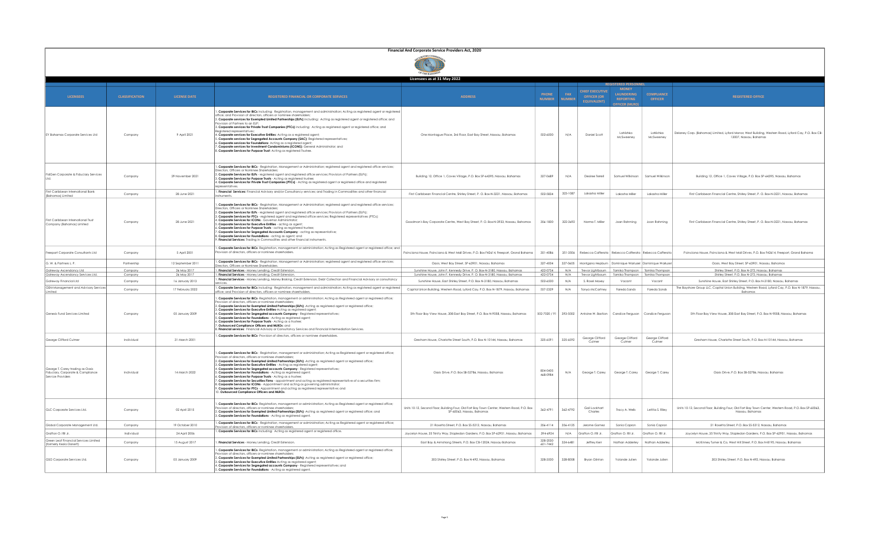# Financial And Corporate Service Providers Act, 2020

## Licensees as at 31 May 2022

| LICENSEES | CLASSIFICATION | LICENSE DATE | REGISTERED FINANCIAL OR CORPORATE SERVICES | ADDRESS | PHONE NUMBER | FAX NUMBER | REGISTERED PERSONNEL | | | REGISTERED OFFICE |
|---|---|---|---|---|---|---|---|---|---|---|
| | | | | | | | CHIEF EXECUTIVE OFFICER (OR EQUIVALENT) | MONEY LAUNDERING REPORTING OFFICER (MLRO) | COMPLIANCE OFFICER | |
| EY Bahamas Corporate Services Ltd | Company | 9 April 2021 | 1. **Corporate Services for IBCs** including: Registration, management and administration; Acting as registered agent or registered office; and Provision of directors, officers or nominee shareholders;<br>2. **Corporate services for Exempted Limited Partnerships (ELPs)** including: Acting as registered agent or registered office; and Provision of Partners to an ELP;<br>3. **Corporate services for Private Trust Companies (PTCs)** including: Acting as registered agent or registered office; and Registered representatives;<br>4. **Corporate services for Executive Entities**: Acting as a registered agent;<br>5. **Corporate services for Segregated Accounts Company (SAC)**: Registered representatives;<br>6. **Corporate services for Foundations**: Acting as a registered agent;<br>7. **Corporate services for Investment Condominiums (ICONS)**: General Administrator; and<br>8. **Corporate Services for Purpose Trust**: Acting as registered Trustee. | One Montague Place, 3rd Floor, East Bay Street, Nassau, Bahamas | 502-6000 | N/A | Daniel Scott | LaNishka McSweeney | LaNishka McSweeney | Delaney Corp. (Bahamas) Limited, Lyford Manor, West Building, Western Road, Lyford Cay, P.O. Box CB-13007, Nassau, Bahamas |
| FidGen Corporate & Fiduciary Services Ltd. | Company | 29 November 2021 | 1. **Corporate Services for IBCs** - Registration; Management or Administration; registered agent and registered office services; Directors, Officers or Nominee Shareholders;<br>2. **Corporate Services for ELPs** - registered agent and registered office services; Provision of Partners (ELPs);<br>3. **Corporate Services for Purpose Trusts** - Acting as registered trustee;<br>4. **Corporate Services for Private Trust Companies (PTCs)** - Acting as registered agent or registered office and registered representatives. | Building 12, Office 1, Caves Village, P.O. Box SP-64395, Nassau, Bahamas | 327-0489 | N/A | Desiree Terrell | Samuel Wilkinson | Samuel Wilkinson | Building 12, Office 1, Caves Village, P.O. Box SP-64395, Nassau, Bahamas |
| First Caribbean International Bank (Bahamas) Limited | Company | 28 June 2021 | 1. **Financial Services**: Financial Advisory and/or Consultancy services; and Trading in Commodities and other financial instruments. | First Caribbean Financial Centre, Shirley Street, P. O. Box-N-3221, Nassau, Bahamas | 502-5834 | 323-1087 | Lakasha Miller | Lakasha Miller | Lakasha Miller | First Caribbean Financial Centre, Shirley Street, P. O. Box-N-3221, Nassau, Bahamas |
| First Caribbean International Trust Company (Bahamas) Limited | Company | 28 June 2021 | 1. **Corporate Services for IBCs** - Registration, Management or Administration; registered agent and registered office services; Directors, Officers or Nominee Shareholders;<br>2. **Corporate Services for ELPs** - registered agent and registered office services; Provision of Partners (ELPs);<br>3. **Corporate Services for PTCs** - registered agent and registered office services; Registered representatives (PTCs);<br>4. **Corporate Services for ICONs** - Governor Administrator;<br>5. **Corporate Services for Executive Entities** - acting as agent;<br>6. **Corporate Services for Purpose Trusts** - acting as registered trustee;<br>7. **Corporate Services for Segregated Accounts Company** - acting as representative;<br>8. **Corporate Services for Foundations** - acting as agent; and<br>9. **Financial Services**: Trading in Commodities and other financial instruments. | Goodman's Bay Corporate Centre, West Bay Street, P. O. Box-N-3933, Nassau, Bahamas | 356-1800 | 322-3692 | Norma T. Miller | Joan Rahming | Joan Rahming | First Caribbean Financial Centre, Shirley Street, P. O. Box-N-3221, Nassau, Bahamas |
| Freeport Corporate Consultants Ltd | Company | 5 April 2001 | 1. **Corporate Services for IBCs**: Registration, management or administration; Acting as Registered agent or registered office; and Provision of directors, officers or nominee shareholders. | Poinciana House, Poinciana & West Mall Drives, P.O. Box F42614, Freeport, Grand Bahama | 351-4086 | 351-2506 | Rebecca Cafferata | Rebecca Cafferata | Rebecca Cafferata | Poinciana House, Poinciana & West Mall Drives, P.O. Box F42614, Freeport, Grand Bahama |
| G. W. & Partners L. P. | Partnership | 12 September 2011 | 1. **Corporate Services for IBCs** - Registration, Management or Administration; registered agent and registered office services; Directors, Officers or Nominee Shareholders. | Oasis, West Bay Street, SP-63901, Nassau, Bahamas | 327-6004 | 327-0605 | Montgano Hepburn | Dominique Warluzel | Dominique Warluzel | Oasis, West Bay Street, SP-63901, Nassau, Bahamas |
| Gateway Ascendancy Ltd | Company | 26 May 2017 | 1. **Financial Services** - Money Lending, Credit Extension. | Sunshine House, John F. Kennedy Drive, P. O. Box-N-3180, Nassau, Bahamas | 422-0754 | N/A | Trevor Lightbourn | Tamika Thompson | Tamika Thompson | Shirley Street, P.O. Box N-272, Nassau, Bahamas |
| Gateway Ascendancy Services Ltd. | Company | 26 May 2017 | 1. **Financial Services** - Money Lending, Credit Extension. | Sunshine House, John F. Kennedy Drive, P. O. Box-N-3180, Nassau, Bahamas | 422-0754 | N/A | Trevor Lightbourn | Tamika Thompson | Tamika Thompson | Shirley Street, P.O. Box N-272, Nassau, Bahamas |
| Gateway Financial Ltd | Company | 16 January 2013 | 1. **Financial Services** - Money Lending, Money Broking, Credit Extension, Debt Collection and Financial Advisory or consultancy services. | Sunshine House, East Shirley Street, P.O. Box N-3180, Nassau, Bahamas | 502-6500 | N/A | S. Roxel Moxey | Vacant | Vacant | Sunshine House, East Shirley Street, P.O. Box N-3180, Nassau, Bahamas |
| GBW Management and Advisory Services Limited | Company | 17 February 2022 | 1. **Corporate Services for IBCs** including: Registration, management and administration; Acting as registered agent or registered office; and Provision of directors, officers or nominee shareholders. | Capital Union Building, Western Road, Lyford Cay, P.O. Box N-1879, Nassau, Bahamas | 557-2329 | N/A | Tanya McCartney | Fareda Sands | Fareda Sands | The Bayshore Group LLC, Capital Union Building, Western Road, Lyford Cay, P.O. Box N-1879, Nassau, Bahamas |
| Genesis Fund Services Limited | Company | 05 January 2009 | 1. **Corporate Services for IBCs**: Registration, management or administration; Acting as Registered agent or registered office; Provision of directors, officers or nominee shareholders;<br>2. **Corporate Services for Exempted Limited Partnerships (ELPs)** -Acting as registered agent or registered office;<br>3. **Corporate Services for Executive Entities**-Acting as registered agent;<br>4. **Corporate Services for Segregated accounts Company** - Registered representatives;<br>5. **Corporate Services for Foundations** - Acting as registered agent;<br>6. **Corporate Services for Purpose Trusts** - Acting as a trustee;<br>7. **Outsourced Compliance Officers and MLROs**; and<br>8. **Financial services**: Financial Advisory or Consultancy Services and Financial Intermediation Services. | 5th Floor Bay View House, 308 East Bay Street, P.O. Box N-9058, Nassau, Bahamas | 502-7020 / 91 | 393-5000 | Antoine W. Bastian | Candice Ferguson | Candice Ferguson | 5th Floor Bay View House, 308 East Bay Street, P.O. Box N-9058, Nassau, Bahamas |
| George Clifford Culmer | Individual | 31 March 2001 | 1. **Corporate Services for IBCs**- Provision of directors, officers or nominee shareholders. | Gresham House, Charlotte Street South, P.O. Box N-10144, Nassau, Bahamas | 325-6591 | 325-6592 | George Clifford Culmer | George Clifford Culmer | George Clifford Culmer | Gresham House, Charlotte Street South, P.O. Box N-10144, Nassau, Bahamas |
| George T. Carey trading as Oasis Fiduciary, Corporate & Compliance Service Providers | Individual | 14 March 2022 | 1. **Corporate Services for IBCs**: Registration, management or administration; Acting as Registered agent or registered office; Provision of directors, officers or nominee shareholders;<br>2. **Corporate Services for Exempted Limited Partnerships (ELPs)** -Acting as registered agent or registered office;<br>3. **Corporate Services for Executive Entities** - Acting as registered agent;<br>4. **Corporate Services for Segregated accounts Company** - Registered representatives;<br>5. **Corporate Services for Foundations** - Acting as registered agent;<br>6. **Corporate Services for Purpose Trusts** - Acting as a trustee;<br>7. **Corporate Services for Securities Firms** - appointment and acting as registered representative of a securities firm;<br>8. **Corporate Services for ICONs** - Appointment and acting as governing administrator;<br>9. **Corporate Services for PTCs** - Appointment and acting as registered representative; and<br>10. **Outsourced Compliance Officers and MLROs**. | Oasis Drive, P.O. Box SB-52786, Nassau, Bahamas | 804-0605 468-0984 | N/A | George T. Carey | George T. Carey | George T. Carey | Oasis Drive, P.O. Box SB-52786, Nassau, Bahamas |
| GLC Corporate Services Ltd. | Company | 02 April 2015 | 1. **Corporate Services for IBCs**- Registration, management or administration; Acting as Registered agent or registered office; Provision of directors, officers or nominee shareholders;<br>2. **Corporate Services for Exempted Limited Partnerships (ELPs)** -Acting as registered agent or registered office; and<br>3. **Corporate Services for Foundations** - Acting as registered agent. | Units 10-12, Second Floor, Building Four, Old Fort Bay Town Center, Western Road, P.O. Box SP-60063, Nassau, Bahamas | 362-4791 | 362-4792 | Gail Lockhart Charles | Tracy A. Wells | Letitia S. Riley | Units 10-12, Second Floor, Building Four, Old Fort Bay Town Center, Western Road, P.O. Box SP-60063, Nassau, Bahamas |
| Global Corporate Management Ltd. | Company | 19 October 2010 | 1. **Corporate Services for IBCs** - Registration, management or administration; Acting as Registered agent or registered office; Provision of directors, officers or nominee shareholders. | 21 Rosetta Street, P.O. Box SS-5212, Nassau, Bahamas | 356-4114 | 356-4125 | Jerome Gomez | Sonia Capron | Sonia Capron | 21 Rosetta Street, P.O. Box SS-5212, Nassau, Bahamas |
| Grafton O. Ifill Jr. | Individual | 24 April 2006 | 1. **Corporate Services for IBCs**: Acting as registered agent or registered office. | Joycelyn House, 35 Trinity Way, Stapledon Gardens, P.O. Box SP-62951, Nassau, Bahamas | 394-6924 | N/A | Grafton O. Ifill Jr. | Grafton O. Ifill Jr. | Grafton O. Ifill Jr. | Joycelyn House, 35 Trinity Way, Stapledon Gardens, P.O. Box SP-62951, Nassau, Bahamas |
| Green Leaf Financial Services Limited (Formerly Keda Donett) | Company | 15 August 2017 | 1. **Financial Services** - Money Lending, Credit Extension. | East Bay & Armstrong Streets, P.O. Box CB-12024, Nassau Bahamas | 328-2030 601-7642 | 324-6481 | Jeffrey Kerr | Nathan Adderley | Nathan Adderley | McKinney Turner & Co. West Hill Street, P.O. Box N-8195, Nassau, Bahamas |
| GSO Corporate Services Ltd. | Company | 05 January 2009 | 1. **Corporate Services for IBCs**- Registration, management or administration; Acting as Registered agent or registered office; Provision of directors, officers or nominee shareholders;<br>2. **Corporate Services for Exempted Limited Partnerships (ELPs)** -Acting as registered agent or registered office;<br>3. **Corporate Services for Executive Entities**-Acting as registered agent;<br>4. **Corporate Services for Segregated accounts Company** - Registered representatives; and<br>5. **Corporate Services for Foundations** - Acting as registered agent. | 303 Shirley Street, P.O. Box N-492, Nassau, Bahamas | 328-3500 | 328-8008 | Bryan Glinton | Yolande Julien | Yolande Julien | 303 Shirley Street, P.O. Box N-492, Nassau, Bahamas |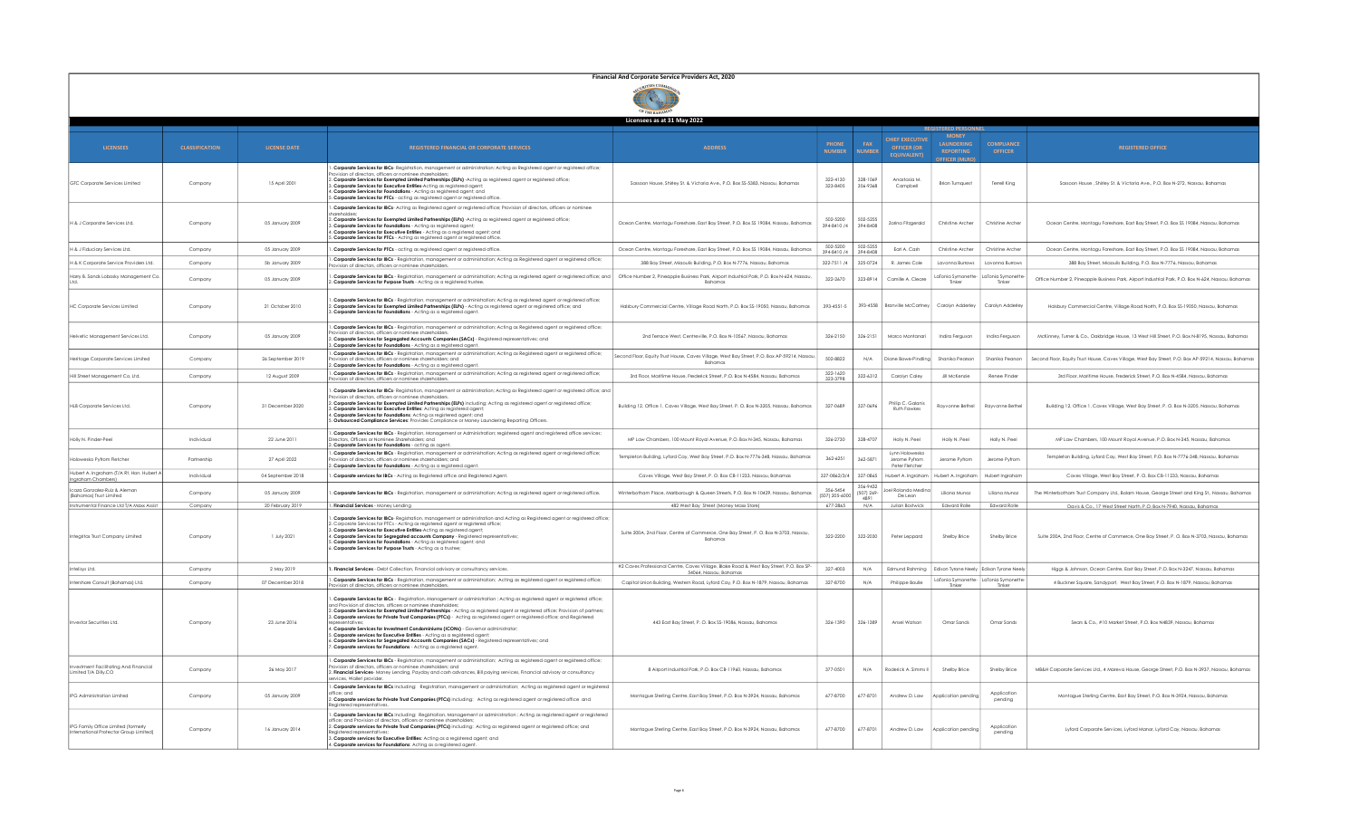# Financial And Corporate Service Providers Act, 2020

## Licensees as at 31 May 2022

| LICENSEES | CLASSIFICATION | LICENSE DATE | REGISTERED FINANCIAL OR CORPORATE SERVICES | ADDRESS | PHONE NUMBER | FAX NUMBER | REGISTERED PERSONNEL | | | REGISTERED OFFICE |
|---|---|---|---|---|---|---|---|---|---|---|
| | | | | | | | CHIEF EXECUTIVE OFFICER (OR EQUIVALENT) | MONEY LAUNDERING REPORTING OFFICER (MLRO) | COMPLIANCE OFFICER | |
| GTC Corporate Services Limited | Company | 15 April 2001 | 1. **Corporate Services for IBCs**- Registration, management or administration; Acting as Registered agent or registered office; Provision of directors, officers or nominee shareholders;<br>2. **Corporate Services for Exempted Limited Partnerships (ELPs)** -Acting as registered agent or registered office;<br>3. **Corporate Services for Executive Entities**-Acting as registered agent;<br>4. **Corporate Services for Foundations** - Acting as registered agent; and<br>5. **Corporate Services for PTCs** - acting as registered agent or registered office. | Sassoon House, Shirley St. & Victoria Ave., P.O. Box SS-5383, Nassau, Bahamas | 322-4130<br>323-8405 | 328-1069<br>356-9368 | Anastasia M. Campbell | Bilan Turnquest | Terrell King | Sassoon House , Shirley St. & Victoria Ave., P.O. Box N-272, Nassau, Bahamas |
| H & J Corporate Services Ltd. | Company | 05 January 2009 | 1. **Corporate Services for IBCs**- Acting as Registered agent or registered office; Provision of directors, officers or nominee shareholders;<br>2. **Corporate Services for Exempted Limited Partnerships (ELPs)** -Acting as registered agent or registered office;<br>3. **Corporate Services for Foundations** - Acting as registered agent;<br>4. **Corporate Services for Executive Entities** - Acting as a registered agent; and<br>5. **Corporate Services for PTCs** - Acting as registered agent or registered office. | Ocean Centre, Montagu Foreshore, East Bay Street, P.O. Box SS 19084, Nassau, Bahamas | 502-5200<br>394-8410 /6 | 502-5255<br>394-8408 | Zarina Fitzgerald | Christine Archer | Christine Archer | Ocean Centre, Montagu Foreshore, East Bay Street, P.O. Box SS 19084, Nassau, Bahamas |
| H & J Fiduciary Services Ltd. | Company | 05 January 2009 | 1. **Corporate Services for PTCs** - acting as registered agent or registered office. | Ocean Centre, Montagu Foreshore, East Bay Street, P.O. Box SS 19084, Nassau, Bahamas | 502-5200<br>394-8410 /6 | 502-5255<br>394-8408 | Earl A. Cash | Christine Archer | Christine Archer | Ocean Centre, Montagu Foreshore, East Bay Street, P.O. Box SS 19084, Nassau, Bahamas |
| H & K Corporate Service Providers Ltd. | Company | 5b January 2009 | 1. **Corporate Services for IBCs** - Registration, management or administration; Acting as Registered agent or registered office; Provision of directors, officers or nominee shareholders. | 388 Bay Street, Miaoulis Building, P.O. Box N-7776, Nassau, Bahamas | 322-7511 /4 | 325-0724 | R. James Cole | Lavonna Burrows | Lavonna Burrows | 388 Bay Street, Miaoulis Building, P.O. Box N-7776, Nassau, Bahamas |
| Harry B. Sands Lobosky Management Co. Ltd. | Company | 05 January 2009 | 1. **Corporate Services for IBCs** - Registration, management or administration; Acting as registered agent or registered office; and<br>2. **Corporate Services for Purpose Trusts** - Acting as a registered trustee. | Office Number 2, Pineapple Business Park, Airport Industrial Park, P.O. Box N-624, Nassau, Bahamas | 322-2670 | 323-8914 | Camille A. Cleare | LaTonia Symonette-Tinker | LaTonia Symonette-Tinker | Office Number 2, Pineapple Business Park, Airport Industrial Park, P.O. Box N-624, Nassau, Bahamas |
| HC Corporate Services Limited | Company | 21 October 2010 | 1. **Corporate Services for IBCs** - Registration, management or administration; Acting as registered agent or registered office;<br>2. **Corporate Services for Exempted Limited Partnerships (ELPs)** - Acting as registered agent or registered office; and<br>3. **Corporate Services for Foundations** - Acting as a registered agent. | Halsbury Commercial Centre, Village Road North, P.O. Box SS-19050, Nassau, Bahamas | 393-4551-5 | 393-4558 | Branville McCartney | Carolyn Adderley | Carolyn Adderley | Halsbury Commercial Centre, Village Road North, P.O. Box SS-19050, Nassau, Bahamas |
| Helvetic Management Services Ltd. | Company | 05 January 2009 | 1. **Corporate Services for IBCs** - Registration, management or administration; Acting as registered agent or registered office; Provision of directors, officers or nominee shareholders;<br>2. **Corporate Services for Segregated Accounts Companies (SACs)** - Registered representatives; and<br>3. **Corporate Services for Foundations** - Acting as a registered agent. | 2nd Terrace West, Centreville, P.O. Box N-10567, Nassau, Bahamas | 326-2150 | 326-2151 | Marco Montanari | Indira Ferguson | Indira Ferguson | McKinney, Turner & Co., Oakbridge House, 13 West Hill Street, P.O. Box N-8195, Nassau, Bahamas |
| Heritage Corporate Services Limited | Company | 26 September 2019 | 1. **Corporate Services for IBCs** - Registration, management or administration; Acting as registered agent or registered office; Provision of directors, officers or nominee shareholders; and<br>2. **Corporate Services for Foundations** - Acting as a registered agent. | Second Floor, Equity Trust House, Caves Village, West Bay Street, P.O. Box AP-59214, Nassau, Bahamas | 502-8822 | N/A | Diane Bowe-Pindling | Shanika Pearson | Shanika Pearson | Second Floor, Equity Trust House, Caves Village, West Bay Street, P.O. Box AP-59214, Nassau, Bahamas |
| Hill Street Management Co. Ltd. | Company | 12 August 2009 | 1. **Corporate Services for IBCs** - Registration, management or administration; Acting as registered agent or registered office; Provision of directors, officers or nominee shareholders. | 3rd Floor, Maritime House, Frederick Street, P.O. Box N-4584, Nassau, Bahamas | 322-1620<br>322-3798 | 322-6312 | Carolyn Caley | Jill McKenzie | Renee Pinder | 3rd Floor, Maritime House, Frederick Street, P.O. Box N-4584, Nassau, Bahamas |
| HLB Corporate Services Ltd. | Company | 31 December 2020 | 1. **Corporate Services for IBCs**- Registration, management or administration; Acting as Registered agent or registered office; and Provision of directors, officers or nominee shareholders;<br>2. **Corporate Services for Exempted Limited Partnerships (ELPs)** including: Acting as registered agent or registered office;<br>3. **Corporate Services for Executive Entities**: Acting as registered agent;<br>4. **Corporate Services for Foundations**: Acting as registered agent; and<br>5. **Outsourced Compliance Services**: Provides Compliance or Money Laundering Reporting Officers. | Building 12, Office 1, Caves Village, West Bay Street, P. O. Box N-3205, Nassau, Bahamas | 327-0689 | 327-0696 | Phillip C. Galanis<br>Ruth Fawkes | Rayvonne Bethel | Rayvonne Bethel | Building 12, Office 1, Caves Village, West Bay Street, P. O. Box N-3205, Nassau, Bahamas |
| Holly N. Pinder-Peel | Individual | 22 June 2011 | 1. **Corporate Services for IBCs** - Registration, Management or Administration; registered agent and registered office services; Directors, Officers or Nominee Shareholders; and<br>2. **Corporate Services for Foundations** - acting as agent. | MP Law Chambers, 100 Mount Royal Avenue, P.O. Box N-345, Nassau, Bahamas | 326-2730 | 328-4707 | Holly N. Peel | Holly N. Peel | Holly N. Peel | MP Law Chambers, 100 Mount Royal Avenue, P.O. Box N-345, Nassau, Bahamas |
| Holowesko Pyfrom Fletcher | Partnership | 27 April 2022 | 1. **Corporate Services for IBCs** - Registration, management or administration; Acting as registered agent or registered office; Provision of directors, officers or nominee shareholders; and<br>2. **Corporate Services for Foundations** - Acting as a registered agent. | Templeton Building, Lyford Cay, West Bay Street, P.O. Box N-7776-348, Nassau, Bahamas | 362-6251 | 362-5871 | Lynn Holowesko<br>Jerome Pyfrom<br>Peter Fletcher | Jerome Pyfrom | Jerome Pyfrom | Templeton Building, Lyford Cay, West Bay Street, P.O. Box N-7776-348, Nassau, Bahamas |
| Hubert A. Ingraham (T/A Rt. Hon. Hubert A. Ingraham Chambers) | Individual | 04 September 2018 | 1. **Corporate services for IBCs** - Acting as Registered office and Registered Agent. | Caves Village, West Bay Street, P. O. Box CB-11233, Nassau, Bahamas | 327-0862/3/4 | 327-0865 | Hubert A. Ingraham | Hubert A. Ingraham | Hubert Ingraham | Caves Village, West Bay Street, P. O. Box CB-11233, Nassau, Bahamas |
| Icaza Gonzalez-Ruiz & Aleman (Bahamas) Trust Limited | Company | 05 January 2009 | 1. **Corporate Services for IBCs** - Registration, management or administration; Acting as registered agent or registered office. | Winterbotham Place, Marlborough & Queen Streets, P.O. Box N-10429, Nassau, Bahamas | 356-5454<br>(507) 205-6000 | 356-9432<br>(507) 269-4891 | Joel Rolando Medina De Leon | Liliana Munoz | Liliana Munoz | The Winterbotham Trust Company Ltd., Bolam House, George Street and King St., Nassau, Bahamas |
| Instrumental Finance Ltd T/A Maxx Assist | Company | 20 February 2019 | 1. **Financial Services** - Money Lending | 482 West Bay Street (Money Maxx Store) | 677-8865 | N/A | Julian Bostwick | Edward Rolle | Edward Rolle | Davis & Co., 17 West Street North, P.O. Box N-7940, Nassau, Bahamas |
| Integritas Trust Company Limited | Company | 1 July 2021 | 1. **Corporate Services for IBCs**- Registration, management or administration and Acting as Registered agent or registered office;<br>2. Corporate Services for PTCs - Acting as registered agent or registered office;<br>3. **Corporate Services for Executive Entities**-Acting as registered agent;<br>4. **Corporate Services for Segregated accounts Company** - Registered representatives;<br>5. **Corporate Services for Foundations** - Acting as registered agent; and<br>6. **Corporate Services for Purpose Trusts** - Acting as a trustee; | Suite 200A, 2nd Floor, Centre of Commerce, One Bay Street, P. O. Box N-3702, Nassau, Bahamas | 322-2200 | 322-2030 | Peter Leppard | Shelby Brice | Shelby Brice | Suite 200A, 2nd Floor, Centre of Commerce, One Bay Street, P. O. Box N-3702, Nassau, Bahamas |
| Intellixx Ltd. | Company | 2 May 2019 | 1. **Financial Services** - Debt Collection, Financial advisory or consultancy services. | #2 Caves Professional Centre, Caves Village, Blake Road & West Bay Street, P.O. Box SP-54044, Nassau, Bahamas | 327-4003 | N/A | Edmund Rahming | Edison Tyrone Neely | Edison Tyrone Neely | Higgs & Johnson, Ocean Centre, East Bay Street, P.O. Box N-3247, Nassau, Bahamas |
| Intershore Consult (Bahamas) Ltd. | Company | 07 December 2018 | 1. **Corporate Services for IBCs** - Registration, management or administration; Acting as registered agent or registered office; Provision of directors, officers or nominee shareholders. | Capitol Union Building, Western Road, Lyford Cay, P.O. Box N-1879, Nassau, Bahamas | 327-8700 | N/A | Philippe Boulle | LaTonia Symonette-Tinker | LaTonia Symonette-Tinker | 4 Buckner Square, Sandyport, West Bay Street, P.O. Box N-1879, Nassau, Bahamas |
| Investor Securities Ltd. | Company | 23 June 2016 | 1. **Corporate Services for IBCs** - Registration, Management or administration ; Acting as registered agent or registered office; and Provision of directors, officers or nominee shareholders;<br>2. **Corporate Services for Exempted Limited Partnerships** - Acting as registered agent or registered office; Provision of partners;<br>3. **Corporate Services for Private Trust Companies (PTCs)** - Acting as registered agent or registered office; and Registered representatives;<br>4. **Corporate Services for Investment Condominiums (ICONs)** - Governor administrator;<br>5. **Corporate services for Executive Entities** - Acting as a registered agent;<br>6. **Corporate Services for Segregated Accounts Companies (SACs)** - Registered representatives; and<br>7. **Corporate services for Foundations** - Acting as a registered agent. | 443 East Bay Street, P. O. Box SS-19086, Nassau, Bahamas | 326-1390 | 326-1389 | Ansel Watson | Omar Sands | Omar Sands | Sears & Co., #10 Market Street, P.O. Box N4839, Nassau, Bahamas |
| Investment Facilitating And Financial Limited T/A DillyLCO | Company | 26 May 2017 | 1. **Corporate Services for IBCs** - Registration, management or administration; Acting as registered agent or registered office; Provision of directors, officers or nominee shareholders; and<br>2. **Financial Services**- Money Lending, Payday and cash advances, Bill paying services, Financial advisory or consultancy services, Wallet provider. | 8 Airport Industrial Park, P.O. Box CB-11960, Nassau, Bahamas | 377-0501 | N/A | Roderick A. Simms II | Shelby Brice | Shelby Brice | MB&H Corporate Services Ltd., 4 Mareva House, George Street, P.O. Box N-3937, Nassau, Bahamas |
| IPG Administration Limited | Company | 05 January 2009 | 1. **Corporate Services for IBCs** including: Registration; management or administration; Acting as registered agent or registered office; and<br>2. **Corporate services for Private Trust Companies (PTCs)** including: Acting as registered agent or registered office and Registered representatives. | Montague Sterling Centre, East Bay Street, P.O. Box N-3924, Nassau, Bahamas | 677-8700 | 677-8701 | Andrew D. Law | Application pending | Application pending | Montague Sterling Centre, East Bay Street, P.O. Box N-3924, Nassau, Bahamas |
| IPG Family Office Limited (formerly International Protector Group Limited) | Company | 16 January 2014 | 1. **Corporate Services for IBCs** including: Registration, Management or administration ; Acting as registered agent or registered office; and Provision of directors, officers or nominee shareholders;<br>2. **Corporate services for Private Trust Companies (PTCs)** including: Acting as registered agent or registered office; and Registered representatives;<br>3. **Corporate services for Executive Entities**: Acting as a registered agent; and<br>4. **Corporate services for Foundations**: Acting as a registered agent. | Montague Sterling Centre, East Bay Street, P.O. Box N-3924, Nassau, Bahamas | 677-8700 | 677-8701 | Andrew D. Law | Application pending | Application pending | Lyford Corporate Services, Lyford Manor, Lyford Cay, Nassau, Bahamas |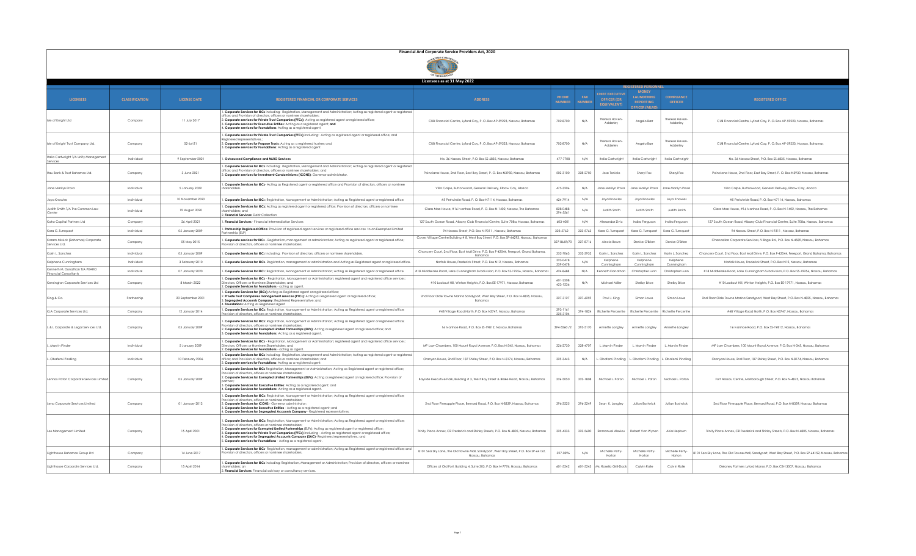# Financial And Corporate Service Providers Act, 2020

Licensees as at 31 May 2022

| LICENSEES | CLASSIFICATION | LICENSE DATE | REGISTERED FINANCIAL OR CORPORATE SERVICES | ADDRESS | PHONE NUMBER | FAX NUMBER | REGISTERED PERSONNEL | | | REGISTERED OFFICE |
|---|---|---|---|---|---|---|---|---|---|---|
| | | | | | | | CHIEF EXECUTIVE OFFICER (OR EQUIVALENT) | MONEY LAUNDERING REPORTING OFFICER (MLRO) | COMPLIANCE OFFICER | |
| Isle of Knight Ltd | Company | 11 July 2017 | 1. **Corporate Services for IBCs** including: Registration, Management and Administration; Acting as registered agent or registered office; and Provision of directors, officers or nominee shareholders; 2. **Corporate services for Private Trust Companies (PTCs)**: Acting as registered agent or registered office; 3. **Corporate Services for Executive Entities**: Acting as a registered agent; **and** 4. **Corporate Services for Foundations**: Acting as a registered agent. | CIJB Financial Centre, Lyford Cay, P. O. Box AP-59223, Nassau, Bahamas | 702-8700 | N/A | Theresa Haven-Adderley | Angelo Barr | Theresa Haven-Adderley | CIJB Financial Centre, Lyford Cay, P. O. Box AP-59223, Nassau, Bahamas |
| Isle of Knight Trust Company Ltd. | Company | 02-Jul-21 | 1. **Corporate services for Private Trust Companies (PTCs)** including: Acting as registered agent or registered office; and Registered representatives ; 2. **Corporate services for Purpose Trusts**: Acting as a registered trustee; and 3. **Corporate services for Foundations**: Acting as a registered agent. | CIJB Financial Centre, Lyford Cay, P. O. Box AP-59223, Nassau, Bahamas | 702-8700 | N/A | Theresa Haven-Adderley | Angelo Barr | Theresa Haven-Adderley | CIJB Financial Centre, Lyford Cay, P. O. Box AP-59223, Nassau, Bahamas |
| Italia Cartwright T/A Unity Management Services | Individual | 9 September 2021 | 1. **Outsourced Compliance and MLRO Services** | No. 36 Nassau Street, P.O. Box SS-6835, Nassau, Bahamas | 477-7708 | N/A | Italia Cartwright | Italia Cartwright | Italia Cartwright | No. 36 Nassau Street, P.O. Box SS-6835, Nassau, Bahamas |
| Itau Bank & Trust Bahamas Ltd. | Company | 3 June 2021 | 1. **Corporate Services for IBCs** including: Registration, Management and Administration; Acting as registered agent or registered office; and Provision of directors, officers or nominee shareholders; and 2. **Corporate services for Investment Condominiums (ICONS)**: Governor administrator. | Poinciana House, 2nd Floor, East Bay Street, P. O. Box-N3930, Nassau, Bahamas | 502-3100 | 328-2750 | Jose Toniolo | Sheryl Fox | Sheryl Fox | Poinciana House, 2nd Floor, East Bay Street, P. O. Box-N3930, Nassau, Bahamas |
| Jane Marilyn Prosa | Individual | 5 January 2009 | 1. **Corporate Services for IBCs**: Acting as Registered agent or registered office and Provision of directors, officers or nominee shareholders. | Villa Calpe, Buttonwood, General Delivery, Elbow Cay, Abaco | 475-3206 | N/A | Jane Marilyn Prosa | Jane Marilyn Prosa | Jane Marilyn Prosa | Villa Calpe, Buttonwood, General Delivery, Elbow Cay, Abaco |
| Joya Knowles | Individual | 10 November 2020 | 1. **Corporate Services for IBCs**: Registration, Management or Administration; Acting as Registered agent or registered office | #5 Periwinkle Road, P. O. Box-N7114, Nassau, Bahamas | 424-7914 | N/A | Joya Knowles | Joya Knowles | Joya Knowles | #5 Periwinkle Road, P. O. Box-N7114, Nassau, Bahamas |
| Judith Smith T/A The Common Law Center | Individual | 19 August 2020 | 1. **Corporate Services for IBCs**: Acting as registered agent or registered office; Provision of directors, officers or nominee shareholders; and 2. **Financial Services**: Debt Collection | Clara Mae House, #16 Ivanhoe Road, P. O. Box N-1402, Nassau, The Bahamas | 828-0488 394-5561 | N/A | Judith Smith | Judith Smith | Judith Smith | Clara Mae House, #16 Ivanhoe Road, P. O. Box N-1402, Nassau, The Bahamas |
| Kahu Capital Partners Ltd | Company | 26 April 2021 | 1. **Financial Services** - Financial Intermediation Services | 127 South Ocean Road, Albany Club Financial Centre, Suite 708a, Nassau, Bahamas | 603-4001 | N/A | Alexandar Divic | Indira Ferguson | Indira Ferguson | 127 South Ocean Road, Albany Club Financial Centre, Suite 708a, Nassau, Bahamas |
| Kara G. Turnquest | Individual | 05 January 2009 | 1. **Partnership Registered Office**: Provision of registered agent services or registered office services to an Exempted Limited Partnership (ELP) | 94 Nassau Street, P.O. Box N-9311 , Nassau, Bahamas | 323-5762 | 323-5763 | Kara G. Turnquest | Kara G. Turnquest | Kara G. Turnquest | 94 Nassau Street, P.O. Box N-9311 , Nassau, Bahamas |
| Karam Missick (Bahamas) Corporate Services Ltd. | Company | 05 May 2015 | 1. **Corporate services for IBCs** - Registration, management or administration; Acting as registered agent or registered office; Provision of directors, officers or nominee shareholders. | Caves Village Centre Building # 8, West Bay Street, P.O. Box SP-64293, Nassau, Bahamas | 327-8669/70 | 327-8716 | Alecia Bowe | Denise O'Brien | Denise O'Brien | Chancellors Corporate Services, Village Rd., P.O. Box N-4589, Nassau, Bahamas |
| Karin L. Sanchez | Individual | 05 January 2009 | 1. **Corporate Services for IBCs:** including: Provision of directors, officers or nominee shareholders. | Chancery Court, 2nd Floor, East Mall Drive, P.O. Box F-42544, Freeport, Grand Bahama, Bahamas | 352-7063 | 352-3932 | Karin L. Sanchez | Karin L. Sanchez | Karin L. Sanchez | Chancery Court, 2nd Floor, East Mall Drive, P.O. Box F-42544, Freeport, Grand Bahama, Bahamas |
| Keiphene Cunningham | Individual | 3 February 2010 | 1. **Corporate Services for IBCs**: Registration, management or administration and Acting as Registered agent or registered office. | Norfolk House, Frederick Street, P.O. Box N12, Nassau, Bahamas | 323-0478 359-0478 | N/A | Keiphene Cunningham | Keiphene Cunningham | Keiphene Cunningham | Norfolk House, Frederick Street, P.O. Box N12, Nassau, Bahamas |
| Kenneth M. Donathan T/A PEARO Financial Consultants | Individual | 07 January 2020 | 1. **Corporate Services for IBCs**: Registration, Management or Administration; Acting as Registered agent or registered office | #18 Middleloke Road, Lake Cunningham Subdivision, P.O. Box SS-19256, Nassau, Bahamas | 424-8488 | N/A | Kenneth Donathan | Christopher Lunn | Christopher Lunn | #18 Middleloke Road, Lake Cunningham Subdivision, P.O. Box SS-19256, Nassau, Bahamas |
| Kensington Corporate Services Ltd | Company | 8 March 2022 | 1. **Corporate Services for IBCs** - Registration, Management or Administration; registered agent and registered office services; Directors, Officers or Nominee Shareholders; and 2. **Corporate Services for Foundations** - acting as agent. | #10 Lookout Hill, Winton Heights, P.O. Box EE-17971, Nassau, Bahamas | 601-2508 422-1236 | N/A | Michael Miller | Shelby Brice | Shelby Brice | #10 Lookout Hill, Winton Heights, P.O. Box EE-17971, Nassau, Bahamas |
| King & Co. | Partnership | 20 September 2001 | 1. **Corporate Services for (IBCs)** Acting as Registered agent or registered office; 2. **Private Trust Companies management services (PTCs)**: Acting as Registered agent or registered office; 3. **Segregated Accounts Company**: Registered Representative; and 4. **Foundations**: Acting as Registered agent | 2nd Floor Olde Towne Marina Sandyport, West Bay Street, P.O. Box N-4825, Nassau, Bahamas | 327-3127 | 327-6259 | Paul J. King | Simon Lowe | Simon Lowe | 2nd Floor Olde Towne Marina Sandyport, West Bay Street, P.O. Box N-4825, Nassau, Bahamas |
| KLA Corporate Services Ltd. | Company | 12 January 2014 | 1. **Corporate Services for IBCs**: Registration, Management or Administration; Acting as Registered agent or registered office; Provision of directors, officers or nominee shareholders. | #48 Village Road North, P.O. Box N3747, Nassau, Bahamas | 393-1161 325-3104 | 394-1824 | Richette Percentie | Richette Percentie | Richette Percentie | #48 Village Road North, P.O. Box N3747, Nassau, Bahamas |
| L.&L Corporate & Legal Services Ltd. | Company | 05 January 2009 | 1. **Corporate Services for IBCs**: Registration, Management or Administration; Acting as Registered agent or registered office; Provision of directors, officers or nominee shareholders; 2. **Corporate Services for Exempted Limited Partnerships (ELPs)**: Acting as registered agent or registered office; and 3. **Corporate Services for Foundations**: Acting as a registered agent. | 16 Ivanhoe Road, P.O. Box SS-19812, Nassau, Bahamas | 394-5560 /2 | 393-5170 | Annette Longley | Annette Longley | Annette Longley | 16 Ivanhoe Road, P.O. Box SS-19812, Nassau, Bahamas |
| L. Marvin Pinder | Individual | 5 January 2009 | 1. **Corporate Services for IBCs** - Registration, Management or Administration; registered agent and registered office services; Directors, Officers or Nominee Shareholders; and 2. **Corporate Services for Foundations** - acting as agent. | MP Law Chambers, 100 Mount Royal Avenue, P.O. Box N-345, Nassau, Bahamas | 326-2720 | 328-4707 | L. Marvin Pinder | L. Marvin Pinder | L. Marvin Pinder | MP Law Chambers, 100 Mount Royal Avenue, P.O. Box N-345, Nassau, Bahamas |
| L. Obafemi Pindling | Individual | 10 February 2006 | 1. **Corporate Services for IBCs** including: Registration, Management and Administration; Acting as registered agent or registered office; and Provision of directors, officers or nominee shareholders; and 2. **Corporate services for Foundations**: Acting as a registered agent. | Oranyan House, 2nd Floor, 187 Shirley Street, P.O. Box N-8174, Nassau, Bahamas | 325-3443 | N/A | L. Obafemi Pindling | L. Obafemi Pindling | L. Obafemi Pindling | Oranyan House, 2nd Floor, 187 Shirley Street, P.O. Box N-8174, Nassau, Bahamas |
| Lennox Paton Corporate Services Limited | Company | 05 January 2009 | 1. **Corporate Services for IBCs** Registration, Management or Administration; Acting as Registered agent or registered office; Provision of directors, officers or nominee shareholders; 2. **Corporate Services for Exempted Limited Partnerships (ELPs)**: Acting as registered agent or registered office; Provision of partners; 3. **Corporate Services for Executive Entities**: Acting as a registered agent; and 4. **Corporate Services for Foundations**: Acting as a registered agent. | Bayside Executive Park, Building # 3, West Bay Street & Blake Road, Nassau, Bahamas | 326-5050 | 323-1808 | Michael L. Paton | Michael L. Paton | Michael L. Paton | Fort Nassau Centre, Marlborough Street, P.O. Box N-4875, Nassau Bahamas |
| Leno Corporate Services Limited | Company | 01 January 2012 | 1. **Corporate Services for IBCs**: Registration, Management or Administration; Acting as Registered agent or registered office; Provision of directors, officers or nominee shareholders; 2. **Corporate Services for ICONS**: Governor administrator; 3. **Corporate Services for Executive Entities** - Acting as a registered agent; and 4. **Corporate Services for Segregated Accounts Company** - Registered representatives. | 2nd Floor Pineapple Place, Bernard Road, P.O. Box N-8339, Nassau, Bahamas | 394-3225 | 394-3249 | Sean K. Longley | Julian Bostwick | Julian Bostwick | 2nd Floor Pineapple Place, Bernard Road, P.O. Box N-8339, Nassau, Bahamas |
| Lex Management Limited | Company | 15 April 2001 | 1. **Corporate Services for IBCs**: Registration, Management or Administration; Acting as Registered agent or registered office; Provision of directors, officers or nominee shareholders; 2. **Corporate services for Exempted Limited Partnerships** (ELPs): Acting as registered agent or registered office; 3. **Corporate services for Private Trust Companies (PTCs)** including - Acting as registered agent or registered office; 4. **Corporate services for Segregated Accounts Company (SAC)**: Registered representatives; and 5. **Corporate Services for Foundations** - Acting as a registered agent. | Trinity Place Annex, CR Frederick and Shirley Streets, P.O. Box N-4805, Nassau, Bahamas | 325-4333 | 323-5600 | Emmanuel Alexiou | Robert Von Wynen | Akia Hepburn | Trinity Place Annex, CR Frederick and Shirley Streets, P.O. Box N-4805, Nassau, Bahamas |
| Lighthouse Bahamas Group Ltd | Company | 14 June 2017 | 1. **Corporate Services for IBCs**: Registration, management or administration; Acting as Registered agent or registered office; and Provision of directors, officers or nominee shareholders. | B101 Sea Sky Lane, The Old Towne Mall, Sandyport, West Bay Street, P.O. Box SP-64152, Nassau, Bahamas | 327-5096 | N/A | Michelle Petty-Horton | Michelle Petty-Horton | Michelle Petty-Horton | B101 Sea Sky Lane, The Old Towne Mall, Sandyport, West Bay Street, P.O. Box SP-64152, Nassau, Bahamas |
| Lighthouse Corporate Services Ltd. | Company | 15 April 2014 | 1. **Corporate Services for IBCs** including: Registration, Management or Administration; Provision of directors, officers or nominee shareholders; an 2. **Financial Services:** Financial advisory or consultancy services. | Offices at Old Fort, Building 4, Suite 203, P.O. Box N-7776, Nassau, Bahamas | 601-5242 | 601-5243 | Ms. Rosella Grill-Dack | Calvin Rolle | Calvin Rolle | Delaney Partners Lyford Manor, P.O. Box CB-13007, Nassau, Bahamas |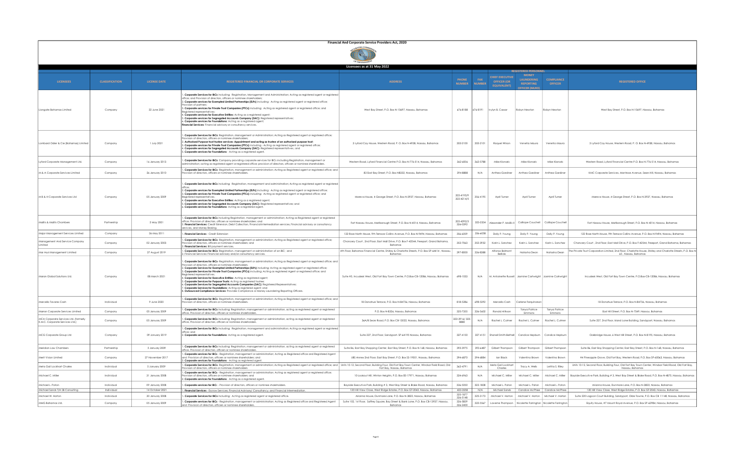# Financial And Corporate Service Providers Act, 2020

## Licensees as at 31 May 2022

| LICENSEES | CLASSIFICATION | LICENSE DATE | REGISTERED FINANCIAL OR CORPORATE SERVICES | ADDRESS | PHONE NUMBER | FAX NUMBER | REGISTERED PERSONNEL | | | REGISTERED OFFICE |
|---|---|---|---|---|---|---|---|---|---|---|
| | | | | | | | CHIEF EXECUTIVE OFFICER (OR EQUIVALENT) | MONEY LAUNDERING REPORTING OFFICER (MLRO) | COMPLIANCE OFFICER | |
| Longate Bahamas Limited | Company | 22 June 2021 | 1. **Corporate Services for IBCs** including: Registration, Management and Administration; Acting as registered agent or registered office; and Provision of directors, officers or nominee shareholders; 2. **Corporate services for Exempted Limited Partnerships (ELPs)** including: Acting as registered agent or registered office; Provision of partners; 3. **Corporate services for Private Trust Companies (PTCs)** including: Acting as registered agent or registered office; and Registered representatives; 4. **Corporate services for Executive Entities:** Acting as a registered agent; 5. **Corporate services for Segregated Accounts Company (SAC):** Registered representatives; 6. **Corporate services for Foundations:** Acting as a registered agent. **Financial Services:** Financial advisory or consultancy services. | West Bay Street, P.O. Box N-10697, Nassau, Bahamas | 676-8188 | 676-8191 | Ivylyn B. Cassar | Robyn Newton | Robyn Newton | West Bay Street, P.O. Box N-10697, Nassau, Bahamas |
| Lombard Odier & Cie (Bahamas) Limited | Company | 1 July 2021 | 1. **Corporate Services for IBCs:** Registration, Management or Administration; Acting as Registered agent or registered office; Provision of directors, officers or nominee shareholders; 2. **Authorised Purpose trust trustee services: Appointment and acting as trustee of an authorised purpose trust;** 3. **Corporate services for Private Trust Companies (PTCs)** including - Acting as registered agent or registered office; 4. **Corporate services for Segregated Accounts Company (SAC):** Registered representatives; and 5. **Corporate services for Foundations** - Acting as a registered agent. | 3 Lyford Cay House, Western Road, P. O. Box N-4938, Nassau, Bahamas | 302-2100 | 302-2101 | Raquel Wilson | Venetia Maura | Venetia Maura | 3 Lyford Cay House, Western Road, P. O. Box N-4938, Nassau, Bahamas |
| Lyford Corporate Management Ltd. | Company | 16 January 2013 | 1. **Corporate Services for IBCs:** Company providing corporate services for IBCs including Registration, management or administration; acting as registered agent or registered office; provision of directors, officers or nominee shareholders. | Western Road, Lyford Financial Centre P.O. Box N-776-514, Nassau, Bahamas | 362-6006 | 362-5788 | Mike Klonaris | Mike Klonaris | Mike Klonaris | Western Road, Lyford Financial Centre P.O. Box N-776-514, Nassau, Bahamas |
| M & A Corporate Services Limited | Company | 26 January 2010 | 1. **Corporate Services for IBCs**- Registration, management or administration; Acting as Registered agent or registered office; and Provision of directors, officers or nominee shareholders. | 83 East Bay Street, P.O. Box N8332, Nassau, Bahamas | 394-8888 | N/A | Anthea Gardiner | Anthea Gardiner | Anthea Gardiner | KWC Corporate Services, Montrose Avenue, Sears Hill, Nassau, Bahamas |
| M B & H Corporate Services Ltd | Company | 05 January 2009 | 1. **Corporate Services for IBCs** including: Registration, management and administration; Acting as registered agent or registered office; 2. **Corporate services for Exempted Limited Partnerships (ELPs)** including: Acting as registered agent or registered office; 3. **Corporate services for Private Trust Companies (PTCs)** including: Acting as registered agent or registered office; and Registered representatives; 4. **Corporate services for Executive Entities:** Acting as a registered agent; 5. **Corporate services for Segregated Accounts Company (SAC):** Registered representatives; and 6. **Corporate services for Foundations:** Acting as a registered agent. | Mareva House, 4 George Street, P.O. Box N-3937, Nassau, Bahamas | 322-4195/9 322-4214/5 | 356-4195 | April Turner | April Turner | April Turner | Mareva House, 4 George Street, P.O. Box N-3937, Nassau, Bahamas |
| Mallis & Mallis Chambers | Partnership | 2 May 2001 | 1. **Corporate Services for IBCs** including Registration, management or administration; Acting as Registered agent or registered office; Provision of directors, officers or nominee shareholders; and 2. **Financial Services:** Credit Extension, Debt Collection, Financial Intermediation services, Financial advisory or consultancy services, and Money Broking. | Fort Nassau House, Marlborough Street, P.O. Box N-4014, Nassau, Bahamas | 322-4292/3 326-0392 | 323-2334 | Alexander P. Mallis II | Calliope Couchell | Calliope Couchell | Fort Nassau House, Marlborough Street, P.O. Box N-4014, Nassau, Bahamas |
| Major Management Services Limited | Company | 26 May 2011 | 1. **Financial Services** - Credit Extension | 122 Rose North House, 9th Terrace Collins Avenue, P.O. Box N-9494, Nassau, Bahamas | 356-6059 | 356-6058 | Dolly P. Young | Dolly P. Young | Dolly P. Young | 122 Rose North House, 9th Terrace Collins Avenue, P.O. Box N-9494, Nassau, Bahamas |
| Management And Service Company Limited | Company | 02 January 2003 | 1. **Corporate Services for IBCs**- Registration, management or administration; Acting as Registered agent or registered office; Provision of directors, officers or nominee shareholders; and 2. **Financial Services:** Bill payment services. | Chancery Court , 2nd Floor, East Mall Drive, P.O. Box F-42544, Freeport, Grand Bahama, Bahamas | 352-7063 | 352-3932 | Karin L. Sanchez | Karin L. Sanchez | Karin L. Sanchez | Chancery Court , 2nd Floor, East Mall Drive, P.O. Box F-42544, Freeport, Grand Bahama, Bahamas |
| Mar Azul Management Limited | Company | 27 August 2019 | 1. **Corporate Services for IBCs:** Registration, management or administration of an IBC; and 2. Financial Services: Financial advisory and/or consultancy services. | 4th Floor, Bahamas Financial Centre, Shirley & Charlotte Streets, P.O. Box SP-64414 , Nassau, Bahamas | 397-8000 | 326-8388 | Alfonso Belmont Bellido | Natasha Dean | Natasha Dean | The Private Trust Corporation Limited, 2nd Floor, Charlotte House, Shirley and Charlotte Streets, P.O. Box N-65 , Nassau, Bahamas |
| Maron Global Solutions Ltd. | Company | 08 March 2021 | 1. **Corporate Services for IBCs**: Registration, management or administration; Acting as Registered agent or registered office; and Provision of directors, officers or nominee shareholders; 2. **Corporate services for Exempted Limited Partnerships (ELPs)** including: Acting as registered agent or registered office; 3. **Corporate services for Private Trust Companies (PTCs)** including: Acting as registered agent or registered office; and Registered representatives; 4. **Corporate services for Executive Entities**: Acting as registered agent; 5. **Corporate services for Purpose Trusts**: Acting as registered trustee; 6. **Corporate services for Segregated Accounts Companies (SAC)**: Registered Representatives; 7. **Corporate services for Foundations**: Acting as registered agent; and 8. **Outsourced Compliance Services**: Provides Compliance or Money Laundering Reporting Officers. | Suite #5, Incudesk West, Old Fort Bay Town Centre, P.O.Box-CB-12086, Nassau, Bahamas | 698-1023 | N/A | M. Antoinette Russell | Jasmine Cartwright | Jasmine Cartwright | Incudesk West, Old Fort Bay Town Centre, P.O.Box-CB-12086, Nassau, Bahamas |
| Marcello Tavares Cash | Individual | 9 June 2020 | 1. **Corporate Services for IBCs**- Registration, management or administration; Acting as Registered agent or registered office; and Provision of directors, officers or nominee shareholders. | 18 Donahue Terrace, P.O. Box N-84736, Nassau, Bahamas | 818-5286 | 698-5292 | Marcello Cash | Carlene Farquharson | | 18 Donahue Terrace, P.O. Box N-84736, Nassau, Bahamas |
| Maron Corporate Services Limited | Company | 05 January 2009 | 1. **Corporate Services for IBCs** including: Registration, management or administration, acting as registered agent or registered office, Provision of directors, officers or nominee shareholders. | P.O. Box N-8326, Nassau, Bahamas | 325-7355 | 326-5602 | Ronald Atkinson | Tanya Patrice Simmons | Tanya Patrice Simmons | East Hill Street, P.O. Box N-7549, Nassau, Bahamas |
| MCA Corporate Services Ltd. (formerly K.M.C. Corporate Services Ltd.) | Company | 05 January 2009 | 1. **Corporate Services for IBCs** including: Registration, management or administration, acting as registered agent or registered office, Provision of directors, officers or nominee shareholders. | 36A/B Sears Road, P.O. Box CB-13022, Nassau, Bahamas | 322-3916/ 323-8880 | N/A | Rachel L. Culmer | Rachel L. Culmer | Rachel L. Culmer | Suite 227, 2nd Floor, Island Lane Building, Sandyport, Nassau, Bahamas |
| MCG Corporate Group Ltd | Company | 09 January 2019 | 1. **Corporate Services for IBCs** including: Registration, management or administration; Acting as registered agent or registered office; and 2. **Corporate services for Foundations**: Acting as a registered agent. | Suite 227, 2nd Floor, Sandyport, SP-64195 Nassau, Bahamas | 327-4150 | 327-4151 | Shanell Smith-Bethell | Candice Hepburn | Candice Hepburn | Oakbridge House, 6 West Hill Street, P.O. Box N-8195, Nassau, Bahamas |
| Meridian Law Chambers | Partnership | 5 January 2009 | 1. **Corporate Services for IBCs** including: Registration, management or administration, acting as registered agent or registered office, Provision of directors, officers or nominee shareholders. | Suite B6, East Bay Shopping Center, East Bay Street, P.O. Box N-168, Nassau, Bahamas | 393-3975 | 393-6487 | Gilbert Thompson | Gilbert Thompson | Gilbert Thompson | Suite B6, East Bay Shopping Center, East Bay Street, P.O. Box N-168, Nassau, Bahamas |
| Merit Vision Limited | Company | 27 November 2017 | 1. **Corporate Services for IBCs** - Registration, management or administration; Acting as registered office and Registered Agent and Provision of directors, officers or nominee shareholders; and 2. **Corporate services for Foundations** - Acting as registered agent. | UBS Annex 2nd Floor, East Bay Street, P.O. Box SS-19501, Nassau, Bahamas | 394-6870 | 394-6884 | Ian Black | Valentino Brown | Valentino Brown | #4 Pineapple Grove, Old Fort Bay, Western Road, P.O. Box SP-60063, Nassau, Bahamas |
| Meta Gail Lockhart Charles | Individual | 5 January 2009 | 1. **Corporate Services for IBCs** - Registration, management or administration; Acting as Registered agent or registered office; and Provision of directors, officers or nominee shareholders. | Units 10-12, Second Floor, Building Four, Old Fort Bay Town Center, Windsor Field Road, Old Fort Bay, Nassau, Bahamas | 362-4791 | N/A | Meta Gail Lockhart Charles | Tracy A. Wells | Letitia S. Riley | Units 10-12, Second Floor, Building Four, Old Fort Bay Town Center, Windsor Field Road, Old Fort Bay, Nassau, Bahamas |
| Michael C. Miller | Individual | 31 January 2008 | 1. **Corporate Services for IBCs** - Registration, management or administration; Acting as registered agent or registered office; Provision of directors, officers or nominee shareholders; and 2. **Corporate services for Foundations**: Acting as a registered agent. | 10 Lookout Hill, Winton Heights, P.O. Box EE-17971, Nassau, Bahamas | 324-6963 | N/A | Michael C. Miller | Michael C. Miller | Michael C. Miller | Bayside Executive Park, Building # 3, West Bay Street & Blake Road, P.O. Box N-4875, Nassau, Bahamas |
| Michael L. Paton | Individual | 09 January 2008 | 1. **Corporate services for IBC:** - Provision of directors, officers or nominee shareholders. | Bayside Executive Park, Building # 3, West Bay Street & Blake Road, Nassau, Bahamas | 326-5050 | 322-1808 | Michael L. Paton | Michael L. Paton | Michael L. Paton | Arianna House, Dunmore Lane, P.O. Box N-3822, Nassau, Bahamas |
| Michael Sands T/A SB Consulting | Individual | 14 October 2021 | 1. **Financial Services** - Escrow Services; Financial Advisory/ Consultancy; and Financial Intermediation | 120 Hill View Close, West Ridge Estates, P.O. Box GT-2043, Nassau, Bahamas | 423-2558 | N/A | Michael Sands | Candice McPhee | Candice McPhee | 120 Hill View Close, West Ridge Estates, P.O. Box GT-2043, Nassau, Bahamas |
| Michael W. Horton | Individual | 30 January 2008 | 1. **Corporate Services for IBCs** including: Acting as registered agent or registered office. | Arianna House, Dunmore Lane, P.O. Box N-3822, Nassau, Bahamas | 325-1677 326-5148 | 325-2173 | Michael V. Horton | Michael V. Horton | Michael V. Horton | Suite 220 Lagoon Court Building, Sandyport, Olde Towne, P.O. Box CB 11148, Nassau, Bahamas |
| MMG Bahamas Ltd. | Company | 05 January 2009 | 1. **Corporate Services for IBCs** - Registration, management or administration; Acting as Registered office and Registered Agent and Provision of directors, officers or nominee shareholders. | Suite 102, 1st Floor, Saffrey Square, Bay Street & Bank Lane, P.O. Box CB-13937, Nassau, Bahamas | 326-5859 326-2400 | 322-5567 | Laverne Thompson | Nicolette Farrington | Nicolette Farrington | Equity House, #7 Mount Royal Avenue, P.O. Box SP-62984, Nassau, Bahamas |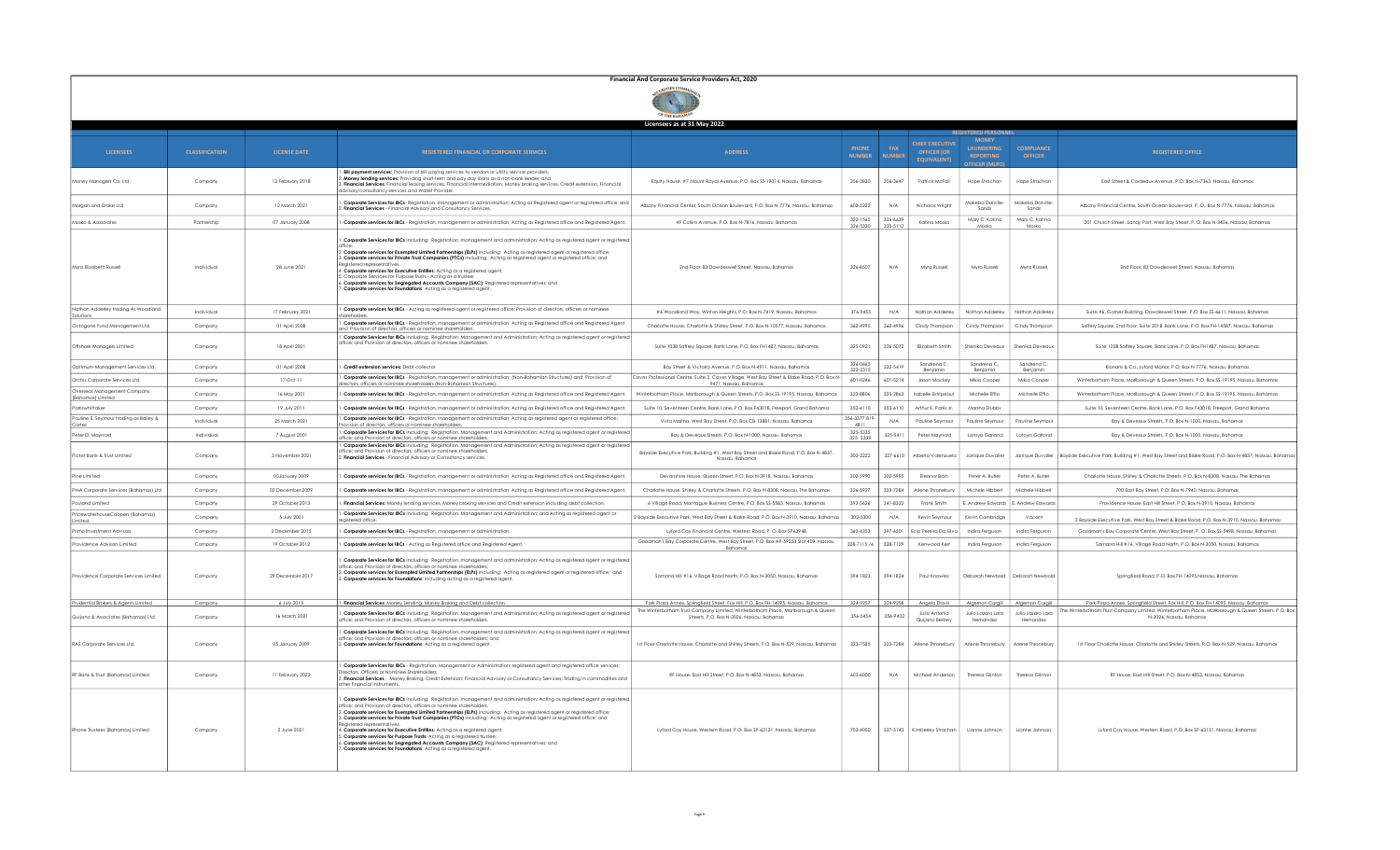# Financial And Corporate Service Providers Act, 2020

Licensees as at 31 May 2022

| LICENSEES | CLASSIFICATION | LICENSE DATE | REGISTERED FINANCIAL OR CORPORATE SERVICES | ADDRESS | PHONE NUMBER | FAX NUMBER | CHIEF EXECUTIVE OFFICER (OR EQUIVALENT) | MONEY LAUNDERING REPORTING OFFICER (MLRO) | COMPLIANCE OFFICER | REGISTERED OFFICE |
|---|---|---|---|---|---|---|---|---|---|---|
| | | | | | | | REGISTERED PERSONNEL | | | |
| Money Managers Co. Ltd. | Company | 13 February 2018 | 1. **Bill payment services**: Provision of bill paying services to vendors or utility service providers; 2. **Money lending services**: Providing short-term and pay-day loans as a non-bank lender; and 3. **Financial Services**: Financial leasing services, Financial intermediation, Money broking services, Credit extension, Financial advisory/consultancy services and Wallet Provider. | Equity House, #7 Mount Royal Avenue, P.O. Box SS-19014, Nassau, Bahamas | 356-3830 | 356-3647 | Patrick McFall | Hope Strachan | Hope Strachan | East Street & Cordeaux Avenue, P.O. Box N-7363, Nassau, Bahamas |
| Morgan and Drake Ltd | Company | 12 March 2021 | 1. **Corporate Services for IBCs** -Registration, management or administration; Acting as Registered agent or registered office; and 2. **Financial Services** - Financial Advisory and Consultancy Services. | Albany Financial Center, South Ocean Boulevard, P.O. Box N-7776, Nassau, Bahamas | 603-2222 | N/A | Nicholas Wright | Makeba Darville-Sands | Makeba Darville-Sands | Albany Financial Centre, South Ocean Boulevard, P. O., Box N-7776, Nassau, Bahamas |
| Mosko & Associates | Partnership | 07 January 2008 | 1. **Corporate services for IBCs** - Registration, management or administration: Acting as Registered office and Registered Agent. | 49 Collins Avenue, P.O. Box N-7816, Nassau, Bahamas | 322-1565 326-5320 | 356-6639 325-5112 | Katina Mosko | Mary C. Katina Mosko | Mary C. Katina Mosko | 201 Church Street, Sandy Port, West Bay Street, P. O. Box N-3406, Nassau, Bahamas |
| Myra Elizabeth Russell | Individual | 28 June 2021 | 1. **Corporate Services for IBCs** including: Registration, management and administration; Acting as registered agent or registered office; 2. **Corporate services for Exempted Limited Partnerships (ELPs)** including: Acting as registered agent or registered office; 3. **Corporate services for Private Trust Companies (PTCs)** including: Acting as registered agent or registered office; and Registered representatives. 4. **Corporate services for Executive Entities**: Acting as a registered agent; 5. Corporate Services for Purpose Trusts - Acting as a trustee; 6. **Corporate services for Segregated Accounts Company (SAC)**: Registered representatives; and 7. **Corporate services for Foundations**: Acting as a registered agent. | 2nd Floor, 83 Dowdeswell Street, Nassau, Bahamas | 326-8507 | N/A | Myra Russell | Myra Russell | Myra Russell | 2nd Floor, 83 Dowdeswell Street, Nassau, Bahamas |
| Nathan Adderley trading As Woodland Solutions | Individual | 17 February 2021 | 1. **Corporate services for IBCs** - Acting as registered agent or registered office; Provision of directors, officers or nominee shareholders. | #6 Woodland Way, Winton Heights, P.O. Box N-7419, Nassau, Bahamas | 376-9455 | N/A | Nathan Adderley | Nathan Adderley | Nathan Adderley | Suite #6, Gomez Building, Dowdeswell Street, P.O. Box SS-6611, Nassau, Bahamas |
| Octagone Fund Management Ltd. | Company | 01 April 2008 | 1. **Corporate services for IBCs** - Registration, management or administration: Acting as Registered office and Registered Agent and Provision of directors, officers or nominee shareholders. | Charlotte House, Charlotte & Shirley Street, P.O. Box N-10577, Nassau, Bahamas | 362-4995 | 362-4996 | Cindy Thompson | Cindy Thompson | Cindy Thompson | Saffrey Square, 2nd Floor, Suite 201B, Bank Lane, P.O. Box FH-14587, Nassau, Bahamas |
| Offshore Managers Limited | Company | 18 April 2001 | 1. **Corporate Services for IBCs** including: Registration, Management and Administration; Acting as registered agent or registered office; and Provision of directors, officers or nominee shareholders. | Suite 103B Saffrey Square, Bank Lane, P.O. Box FH1487, Nassau, Bahamas | 325-0921 | 326-5072 | Elizabeth Smith | Shenika Deveaux | Shenika Deveaux | Suite 103B Saffrey Square, Bank Lane, P.O. Box FH1487, Nassau, Bahamas |
| Optimum Management Services Ltd. | Company | 01 April 2008 | 1. **Credit extension services**: Debt collector | Bay Street & Victoria Avenue, P.O. Box N-4911, Nassau, Bahamas | 326-0665 322-2315 | 322-5419 | Sandrena C. Benjamin | Sandrena C. Benjamin | Sandrena C. Benjamin | Klonaris & Co., Lyford Manor, P.O. Box N 7776, Nassau, Bahamas |
| Orchis Corporate Services Ltd. | Company | 17-Oct-11 | 1. **Corporate services for IBCs** - Registration, management or administration; (Non-Bahamian Structures) and Provision of directors, officers or nominee shareholders (Non-Bahamian Structures). | Caves Professional Centre, Suite 3, Caves Village, West Bay Street & Blake Road, P.O. Box N-9471, Nassau, Bahamas | 601-0246 | 601-5214 | Jason Mackey | Mikia Cooper | Mikia Cooper | Winterbotham Place, Marlborough & Queen Streets, P. O. Box SS-19195, Nassau, Bahamas |
| Overseas Management Company (Bahamas) Limited | Company | 16 May 2001 | 1. **Corporate services for IBCs** - Registration, management or administration: Acting as Registered office and Registered Agent. | Winterbotham Place, Marlborough & Queen Streets, P.O. Box SS-19195, Nassau, Bahamas | 323-8806 | 325-2863 | Isabelle Errispecut | Michelle Effio | Michelle Effio | Winterbotham Place, Marlborough & Queen Streets, P.O. Box SS-19195, Nassau, Bahamas |
| PantsWhittaker | Company | 19 July 2011 | 1. **Corporate services for IBCs** - Registration, management or administration: Acting as Registered office and Registered Agent. | Suite 10, Seventeen Centre, Bank Lane, P.O. Box F43018, Freeport, Grand Bahama | 352-6110 | 352-6110 | Arthur K. Pants Jr. | Marsha Stubbs | | Suite 10, Seventeen Centre, Bank Lane, P.O. Box F43018, Freeport, Grand Bahama |
| Pauline E Seymour trading as Bailey & Cortes | Individual | 25 March 2021 | 1. **Corporate Services for IBCs** - Registration, management or administration; Acting as registered agent or registered office; Provision of directors, officers or nominee shareholders. | Vista Marina, West Bay Street, P.O. Box CB-12881, Nassau, Bahamas | 356-3377 819-4811 | N/A | Pauline Seymour | Pauline Seymour | Pauline Seymour | Bay & Deveaux Streets, P.O. Box N-1000, Nassau, Bahamas |
| Peter D. Maynard | Individual | 7 August 2001 | 1. **Corporate Services for IBCs** including: Registration, Management and Administration; Acting as registered agent or registered office; and Provision of directors, officers or nominee shareholders. | Bay & Deveaux Streets, P.O. Box N-1000, Nassau, Bahamas | 325-5335 325-5339 | 325-5411 | Peter Maynard | Latoya Garland | Latoya Garland | Bay & Deveaux Streets, P.O. Box N-1000, Nassau, Bahamas |
| Pictet Bank & Trust Limited | Company | 3 November 2021 | 1. **Corporate Services for IBCs** including: Registration, Management and Administration; Acting as registered agent or registered office; and Provision of directors, officers or nominee shareholders. 2. **Financial Services** - Financial Advisory or Consultancy services. | Bayside Executive Park, Building #1, West Bay Street and Blake Road, P.O. Box N-4837, Nassau, Bahamas | 302-2222 | 327-6610 | Alberto Valenzuela | Janique Duvalier | Janique Duvalier | Bayside Executive Park, Building #1, West Bay Street and Blake Road, P.O. Box N-4837, Nassau, Bahamas |
| Pine Limited | Company | 05January 2009 | 1. **Corporate services for IBCs** - Registration, management or administration: Acting as Registered office and Registered Agent. | Devonshire House, Queen Street, P.O. Box N-3918, Nassau, Bahamas | 302-5990 | 302-5995 | Eleanor Bain | Peter A. Butler | Peter A. Butler | Charlotte House, Shirley & Charlotte Streets, P.O. Box N-8308, Nassau, The Bahamas |
| PWA Corporate Services (Bahamas) Ltd | Company | 02 December 2009 | 1. **Corporate services for IBCs** - Registration, management or administration: Acting as Registered office and Registered Agent. | Charlotte House, Shirley & Charlotte Streets, P.O. Box N-8308, Nassau, The Bahamas | 326-5927 | 323-7284 | Arlene Thronebury | Michele Hibbert | Michele Hibbert | 700 East Bay Street, P.O. Box N-7940, Nassau, Bahamas |
| Pouland Limited | Company | 29 October 2013 | 1. **Financial Services**: Money lending services, Money broking services and Credit extension including debt collection. | 6 Village Road, Montague Business Centre, P.O. Box SS-5583, Nassau, Bahamas | 393-5626 | 341-8322 | Frank Smith | E. Andrew Edwards | E. Andrew Edwards | Providence House, East Hill Street, P.O. Box N-3910, Nassau, Bahamas |
| PricewaterhouseCoopers (Bahamas) Limited | Company | 5 July 2001 | 1. **Corporate Services for IBCs** including: Registration, Management and Administration; and Acting as registered agent or registered office. | 2 Bayside Executive Park, West Bay Street & Blake Road, P.O. Box N-3910, Nassau, Bahamas | 302-5300 | N/A | Kevin Seymour | Kevin Cambridge | Vacant | 2 Bayside Executive Park, West Bay Street & Blake Road, P.O. Box N-3910, Nassau, Bahamas |
| Primo Investment Advisors | Company | 3 December 2015 | 1. **Corporate services for IBCs** - Registration, management or administration. | Lyford Cay Financial Centre, Western Road, P. O. Box SP63948 | 362-4353 | 397-6501 | Ecio Pereira Da Silva | Indira Ferguson | Indira Ferguson | Goodman's Bay Corporate Centre, West Bay Street, P. O. Box SS-5498, Nassau, Bahamas |
| Providence Advisors Limited | Company | 19 October 2012 | 1. **Corporate services for IBCs** - Acting as Registered office and Registered Agent. | Goodman's Bay Corporate Centre, West Bay Street, P.O. Box AP-59233 Slot 409, Nassau, Bahamas | 328-7115 /6 | 328-7129 | Kenwood Kerr | Indira Ferguson | Indira Ferguson | Samana Hill #16, Village Road North, P.O. Box N-3050, Nassau, Bahamas |
| Providence Corporate Services Limited | Company | 29 December 2017 | 1. **Corporate Services for IBCs** including: Registration, management and administration; Acting as registered agent or registered office; and Provision of directors, officers or nominee shareholders; 2. **Corporate services for Exempted Limited Partnerships (ELPs)** including: Acting as registered agent or registered office; and 3. **Corporate services for Foundations**: including acting as a registered agent. | Samana Hill #16, Village Road North, P.O. Box N-3050, Nassau, Bahamas | 394-1823 | 394-1824 | Paul Knowles | Deborah Newbold | Deborah Newbold | Springfield Road, P.O. Box FH-14095,Nassau, Bahamas |
| Prudential Brokers & Agents Limited | Company | 6 July 2015 | 1. **Financial Services**: Money Lending, Money Broking and Debt collection. | Park Plaza Annex, Springfield Street, Fox Hill, P.O. Box FH-14095, Nassau, Bahamas | 324-9257 | 324-9258 | Angela Davis | Algernon Cargill | Algernon Cargill | Park Plaza Annex, Springfield Street, Fox Hill, P.O. Box FH-14095, Nassau, Bahamas |
| Quijano & Associates (Bahamas) Ltd | Company | 16 March 2021 | 1. **Corporate Services for IBCs** including: Registration, Management and Administration; Acting as registered agent or registered office; and Provision of directors, officers or nominee shareholders. | The Winterbotham Trust Company Limited, Winterbotham Place, Marlborough & Queen Streets, P.O. Box N-3026, Nassau, Bahamas | 356-5454 | 356-9432 | Julio Antonio Quijano Berbey | Julio Lazaro Lara Hernandez | Julio Lazaro Lara Hernandez | The Winterbotham Trust Company Limited, Winterbotham Place, Marlborough & Queen Streets, P.O. Box N-3026, Nassau, Bahamas |
| RAS Corporate Services Ltd. | Company | 05 January 2009 | 1. **Corporate Services for IBCs** including: Registration, management and administration; Acting as registered agent or registered office; and Provision of directors, officers or nominee shareholders; and 2. **Corporate services for Foundations**: Acting as a registered agent. | 1st Floor Charlotte House, Charlotte and Shirley Streets, P.O. Box N-529, Nassau, Bahamas | 323-7585 | 323-7284 | Arlene Thronebury | Arlene Thronebury | Arlene Thronebury | 1st Floor Charlotte House, Charlotte and Shirley Streets, P.O. Box N-529, Nassau, Bahamas |
| RF Bank & Trust (Bahamas) Limited | Company | 11 February 2022 | 1. **Corporate Services for IBCs** - Registration, Management or Administration; registered agent and registered office services; Directors, Officers or Nominee Shareholders; 2. **Financial Services** - Money Broking; Credit Extension; Financial Advisory or Consultancy Services; Trading in commodities and other financial instruments. | RF House, East Hill Street, P.O. Box N-4853, Nassau, Bahamas | 603-6000 | N/A | Michael Anderson | Theresa Glinton | Theresa Glinton | RF House, East Hill Street, P.O. Box N-4853, Nassau, Bahamas |
| Rhone Trustees (Bahamas) Limited | Company | 2 June 2021 | 1. **Corporate Services for IBCs** including: Registration, management and administration; Acting as registered agent or registered office; and Provision of directors, officers or nominee shareholders. 2. **Corporate services for Exempted Limited Partnerships (ELPs)** including: Acting as registered agent or registered office; 3. **Corporate services for Private Trust Companies (PTCs)** including: Acting as registered agent or registered office; and Registered representatives. 4. **Corporate services for Executive Entities**: Acting as a registered agent; 5. **Corporate services for Purpose Trusts**: Acting as a registered trustee; 6. **Corporate services for Segregated Accounts Company (SAC)**: Registered representatives; and 7. **Corporate services for Foundations**: Acting as a registered agent. | Lyford Cay House, Western Road, P.O. Box SP-63131, Nassau, Bahamas | 702-4050 | 327-5143 | Kimberley Strachan | Lianne Johnson | Lianne Johnson | Lyford Cay House, Western Road, P.O. Box SP-63131, Nassau, Bahamas |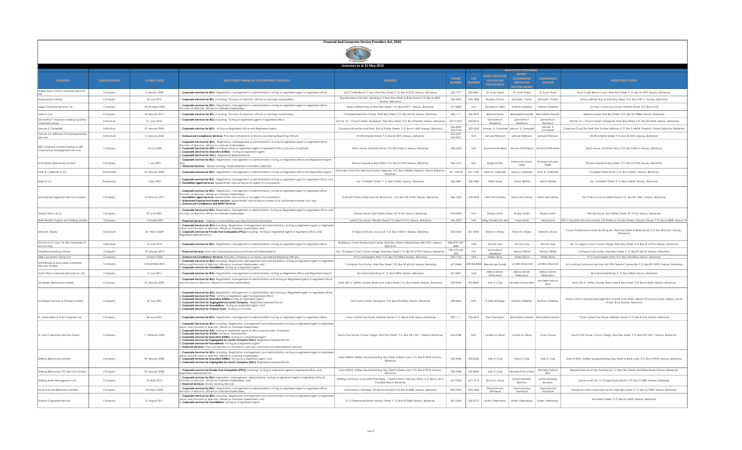# Financial And Corporate Service Providers Act, 2020

## Licensees as at 31 May 2022

| LICENSEES | CLASSIFICATION | LICENSE DATE | REGISTERED FINANCIAL OR CORPORATE SERVICES | ADDRESS | PHONE NUMBER | FAX NUMBER | CHIEF EXECUTIVE OFFICER (OR EQUIVALENT) | MONEY LAUNDERING REPORTING OFFICER (MLRO) | COMPLIANCE OFFICER | REGISTERED OFFICE |
|---|---|---|---|---|---|---|---|---|---|---|
| | | | | | | | REGISTERED PERSONNEL | | | |
| Robert Isaacs Ward Corporate Services Ltd. | Company | 5 January 2009 | 1. Corporate services for IBCs - Registration, management or administration; Acting as registered agent or registered office. | No.2 Cable Beach Court, West Bay Street, P. O. Box N-4755, Nassau, Bahamas | 322-1751 | 322-3861 | W. Scott Ward | W. Scott Ward | W. Scott Ward | No.2 Cable Beach Court, West Bay Street, P. O. Box N-4755, Nassau, Bahamas |
| Rosencrantz Limited | Company | 02 July 2010 | 1. Corporate services for IBCs including: Provision of directors, officers or nominee shareholders. | Bayside Executive Park , Building # 3 West Bay Street & Blake Road, P.O. Box N-4875, Nassau, Bahamas | 326-5050 | 322-1808 | Andrew Davies | Michael L. Paton | Michael L. Paton | Marcus Bethel Way & West Bay Street, P.O. Box N-8711, Nassau, Bahamas |
| Sage Corporate Services Ltd. | Company | 30 October 2020 | 1. Corporate services for IBCs - Registration, management or administration; Acting as registered agent or registered office; Provision of directors, officers or nominee shareholders. | Marcus Bethel Way & West Bay Street, P.O. Box N-8711, Nassau, Bahamas | 677-2839 | N/A | Nicholas A. Rees | Nathan Adderley | Nathan Adderley | 1st Floor, Lyford Cay House, Western Road, P.O. Box N-218 |
| Saintco Ltd. | Company | 24 January 2017 | 1. Corporate services for IBCs including: Provision of directors, officers or nominee shareholders. | Campbell Maritime Center, West Bay Street, P.O. Box N-218, Nassau, Bahamas | 322-1111 | 356-4973 | Bernard Kemp | Bernadette Heastie | Bernadette Heastie | Serenity House, East Bay Street, P.O. Box SS-19884, Nassau, Bahamas |
| Samantha F. Meadows trading as Salary Corporate Group | Individual | 21 June 2010 | 1. Corporate Services for IBCs including: Acting as registered agent or registered office. | Unit No. 211, Church Street, Sandyport, West Bay Street, P.O. Box SP64425, Nassau, Bahamas | 327-5150/1 | 323-8013 | Samantha F. Meadows | Samantha F. Meadows | Samantha F. Meadows | Unit No. 211, Church Street, Sandyport, West Bay Street, P.O. Box SP64425, Nassau, Bahamas |
| Samuel E. Campbell | Individual | 05 January 2009 | 1. Corporate services for IBCs - Acting as Registered office and Registered Agent. | Columbus House Second Floor, East & Shirley Streets, P.O. Box N-1649, Nassau, Bahamas | 326-5300 323-2146 | 322-5554 | Samuel E. Campbell | Samuel E. Campbell | Samuel E. Campbell | Chancery Court The Mall, East Sunrise Highway, P.O. Box F-44636, Freeport, Grand, Bahama, Bahamas |
| Samuel J.H. Wilkinson T/A Samdy Business Services | Individual | 14 January 2022 | 1. Outsourced Compliance Services: Provides Compliance or Money Laundering Reporting Officers. | #3 Winchester Street, P.O. Box SS-5472, Nassau, Bahamas | 356-6327 565-9551 | N/A | Samuel Wilkinson | Samuel Wilkinson | Samuel Wilkinson | #3 Winchester Street, P.O. Box SS-5472, Nassau, Bahamas |
| SBC Company Limited trading as SBC Corporate & Management Services | Company | 15 July 2020 | 1. Corporate Services for IBCs - Registration, management or administration; Acting as registered agent or registered office; Provision of directors, officers or nominee shareholders. 2. Corporate Services for ELPs including Acting as registered agent or registered office; provision of partners. 3. Corporate Services for Executive Entities - Acting as registered agent. 4. Corporate Services for SACs - Registered representatives. | Ariola House, Sandford Drive, P.O. Box N-8615, Nassau, Bahamas | 323-4353 | N/A | Simone Smith-Bean | Simone Smith-Bean | Simone Smith-Bean | Ariola House, Sandford Drive, P.O. Box N-8615, Nassau, Bahamas |
| Scotiabank (Bahamas) Limited | Company | 1 July 2021 | 1. Corporate services for IBCs - Registration, management or administration; Acting as Registered office and Registered Agent; and 2. Financial Services - Money Lending, Credit extension and Debt Collection | Rawson Square & Bay Street, P.O. Box N-7518, Nassau, Bahamas | 356-1617 | N/A | Roger Archer | Ambrosine Huyler-Higgs | Ambrosine Huyler-Higgs | Rawson Square & Bay Street, P.O. Box N-7518, Nassau, Bahamas |
| Sean B. Callender & Co. | Partnership | 05 January 2009 | 1. Corporate services for IBCs - Registration, management or administration; Acting as Registered office and Registered Agent. | Chancery Court The Mall, East Sunrise Highway, P.O. Box F-44636, Freeport, Grand, Bahama, Bahamas | 351-1027/8 | 351-1029 | Sean B. Callender | Sean B. Callender | Sean B. Callender | 10 Market Street North, P.O. Box N-3645 , Nassau, Bahamas |
| Sears & Co. | Partnership | 1 May 2001 | 1. Corporate services for IBCs - Registration, management or administration; Acting as registered agent or registered office; and 2. Foundation agent services: Appointment and acting as an agent of a foundation. | No. 10 Market Street, P. O. Box N-3645, Nassau, Bahamas | 326-3481 | 326-3483 | Alfred Sears | Marion Bethel | Marion Bethel | No. 10 Market Street, P. O. Box N-3645, Nassau, Bahamas |
| Secured Management Services Limited | Company | 16 February 2011 | 1. Corporate services for IBCs - Registration, management or administration; Acting as registered agent or registered office; Provision of directors, officers or nominee shareholders; 2. Foundation agent services: Appointment and acting as an agent of a foundation; 3. Authorised Purpose trust trustee services: Appointment and acting as trustee of an authorised purpose trust; and 4. Outsourced Compliance and MLRO Services. | Suite #27 Shirley Street and Mt. Royal Ave., P.O. Box CB-12762, Nassau, Bahamas | 326-1202 | 325-4202 | Mario McCartney | Mario McCartney | Mario McCartney | No. 9 Torus Court & Soldier Road, P.O. Box FH-14061, Nassau, Bahamas |
| Sharon Wilson & Co. | Company | 29 June 2001 | 1. Corporate services for IBCs - Registration, management or administration; Acting as Registered agent or registered office; and Provision of directors, officers or nominee shareholders. | Delvest House, East Shirley Street, SS-19145, Nassau, Bahamas | 502-0200 | N/A | Sharlyn Smith | Sharlyn Smith | Sharlyn Smith | Delvest House, East Shirley Street, SS-19145, Nassau, Bahamas |
| Shell Western Supply and Trading Limited | Company | 1 October 2021 | 1. Financial Services - Trading in commodities and other financial instruments. | Lyford Cay House, Western Road, P.O. Box N-7512, Nassau, Bahamas | 436-5527 | N/A | odrigo Teixeira de Abr | Freya Hone | Freya Hone | GTC Corporate Services Limited, 272 Shirley & Victoria Streets, Sassoon House, P.O. Box N-5838, Nassau, Ba |
| Sheryl M. Moxey | Individual | 26- March 2009 | 1. Corporate Services for IBCs including: Registration, management and administration; Acting as registered agent or registered office; and Provision of directors, officers or nominee shareholders; and 2. Corporate Services for Private Trust Companies (PTCs) including: Acting as registered agent or registered office; and Registered representatives. | 4 Ferguson Road, Lisa Court, P.O. Box F-40210, Nassau, Bahamas | 352-5260 | 351-4962 | Sheryl M. Moxey | Sheryl M. Moxey | Sheryl M. Moxey | Caves Professional Center, Building #6, West Bay Street & Blake Road, P.O. Box SB-51531, Nassau, Bahamas |
| Shivon S.V.H. Gay T/A The Chambers of Shivon Gay | Individual | 19 June 2019 | 1. Corporate services for IBCs - Registration, management or administration; Acting as registered agent or registered office; | Building 6, Caves Professional Center, West Bay Street & Blake Road, SB-51531, Nassau, Bahamas | 698-4707 557-4420 | N/A | Shivon Gay | Shivon Gay | Shivon Gay | No. 12 Lagoon Court, Caves Village, West Bay Street, P.O. Box SP 61975, Nassau, Bahamas |
| Simplified Lending Limited | Company | 29 January 2019 | 1. Financial Services: Short term and payday loans and Financial intermediation | No. 12 Lagoon Court, Caves Village, West Bay Street, P.O. Box SP 61975, Nassau, Bahamas | 702-3100 ext. 205 | N/A | Samantha F. Meadows | Denise O'Brien | Denise O'Brien | Compass Point Suites, West Bay Street, P. O. Box SP-63143, Nassau, Bahamas |
| SMB Consultants Group Ltd | Company | 4 March 2022 | 1. Outsourced Compliance Services: Provides Compliance or Money Laundering Reporting Officers. | #12 Coral Heights West, P.O. Box CR-54964, Nassau, Bahamas | 422-1726 | N/A | Shelby Brice | Shelby Brice | Shelby Brice | #12 Coral Heights West, P.O. Box CR-54964, Nassau, Bahamas |
| SmithRussell & Associates Corporate Services Limited | Company | 5 November 2015 | 1. Corporate Services for IBCs including: Registration, management and Administration; Acting as registered agent or registered office; and Provision of directors, officers or nominee shareholders; and 2. Corporate services for Foundations: Acting as a registered agent. | 1 Compass Point Suites, West Bay Street, P.O. Box SP-63143, Nassau, Bahamas | 677-0868 | 678-466-8606 | Brenda Lee Russell | Lynden Maycock | Lynden Maycock | Accounting Outsource Services Ltd, Fifth Terrace Centreville, P.O. Box EE-15953, Nassau, Bahamas |
| South-West Corporate Services Co. Ltd. | Company | 31 July 2014 | 1. Corporate services for IBCs - Registration, management or administration; Acting as Registered office and Registered Agent. | 46 Carmichael Road, P. O. Box N-804, Nassau, Bahamas | 341-8691 | N/A | Melissa Selver-Delevaux | Melissa Selver-Delevaux | Melissa Selver-Delevaux | 46 Carmichael Road, P. O. Box N-804, Nassau, Bahamas |
| Sovereign (Bahamas) Limited | Company | 05 January 2009 | 1. Corporate Services for IBCs- Registration, management or administration and Acting as Registered agent or registered office; and Provision of directors, officers or nominee shareholders. | Suite 205 A, Saffrey Square, Bank Lane & Bay Street, P.O. Box N-4244, Nassau, Bahamas | 322-5444 | 325-8445 | Alan E. Cole | Michelle Patrice Bain | Michelle Patrice Bain | Suite 205 A, Saffrey Square, Bank Lane & Bay Street, P.O. Box N-4244, Nassau, Bahamas |
| Sovereign Advisors & Partners Limited | Company | 30 July 2021 | 1. Corporate Services for IBCs- Registration, management or administration and Acting as Registered agent or registered office; 2. Corporate Services for PTCs - Acting as registered agent or registered office; 3. Corporate Services for Executive Entities-Acting as registered agent; 4. Corporate Services for Segregated accounts Company - Registered representatives; 5. Corporate Services for Foundations - Acting as registered agent; and 6. Corporate Services for Purpose Trusts - Acting as a trustee. | 105 Church Street, Sandyport, P.O. Box SP-64306, Nassau, Bahamas | 325-6096 | N/A | K. Kelly Nottage | Nathan Adderley | Nathan Adderley | Twenty One Corporate Management Limited, Suite #502, Albany Financial Center, Albany, South Ocean Blvd, Nassau, Bahamas |
| St. James Bank & Trust Company Ltd. | Company | 28 June 2021 | 1. Corporate services for IBCs - Registration, management or administration; Acting as registered agent or registered office; | 1 Floor, Lyford Cay House, Western House, P. O. Box N-218, Nassau, Bahamas | 322-1111 | 356-4973 | Dion Thompson | Bernadette Heastie | Bernadette Heastie | 1 Floor, Lyford Cay House, Western House, P. O. Box N-218, Nassau, Bahamas |
| St. Leo's Corporate Services Group | Company | 11 February 2020 | 1. Corporate Services for IBCs including: Registration, management and administration; Acting as registered agent or registered office; and Provision of directors, officers or nominee shareholders; 2. Corporate Services for ELPs: Acting as registered agent or office and provision of partners; 3. Corporate Services for ICONs: Governor administrator; 4. Corporate services for Executive Entities: Acting as a registered agent; 5. Corporate services for Segregated Accounts Company (SAC): Registered representatives; 6. Corporate services for Foundations: Acting as a registered agent; 7. Financial Services: Financial advisory or consultancy services; and Financial intermediation services. | Equity Trust House, Caves Village, West Bay Street, P.O. Box CB-13471, Nassau, Bahamas | 676-8188 | N/A | Lynden M. Dean | Lynden M. Dean | Ivylyn Cassar | Equity Trust House, Caves Village, West Bay Street, P.O. Box CB-13471, Nassau, Bahamas |
| Sterling (Bahamas) Limited | Company | 09 January 2008 | 1. Corporate Services for IBCs including: Registration, management and administration; Acting as registered agent or registered office; and Provision of directors, officers or nominee shareholders; 2. Corporate services for Executive Entities: Acting as a registered agent; and 3. Corporate services for Segregated Accounts Company (SAC): Registered representatives. | Suite #205A, Saffrey Square Building, Bay Street & Bank Lane, P.O. Box N-9934, Nassau, Bahamas | 322-5448 | 323-2320 | Alan E. Cole | Alan E. Cole | Alan E. Cole | Suite # 205A, Saffrey Square Building, Bay Street & Bank Lane, P.O. Box N-9934, Nassau, Bahamas |
| Sterling (Bahamas) PTC Services Limited | Company | 09 January 2008 | 1. Corporate services for Private Trust Companies (PTCs) including: Acting as registered agent or registered office; and Registered representatives. | Suite #205A, Saffrey Square Building, Bay Street & Bank Lane, P.O. Box N-9934, Nassau, Bahamas | 322-5448 | 325-8445 | Alan E. Cole | Michelle Patrice Bain | Michelle Patrice Bain | Bayside Executive Park, Building No. 3, West Bay Street and Blake Road, Nassau, Bahamas |
| Sterling Asset Management Ltd. | Company | 05 April 2013 | 1. Corporate services for IBCs: registration, management, administration; acting as registered agent or registered office & Provision of directors, officers or nominee shareholders; and 2. Financial Services: Money Lending Services | Sterling Commons, Suite #200 West Bldg., 1 Marina Drive, East Bay Street, P.O. Box N-1812, Paradise Island, Bahamas | 677-1900 | 677-1910 | David A. Korcy | Sunita Maharaj-Bonamy | Sunita Maharaj-Bonamy | Samana Hill, No. 14 Village Road (North), P.O. Box N-4589, Nassau, Bahamas |
| Sucre & Sucre (Bahamas) Limited | Company | 03 March 2003 | 1. Corporate services for IBCs - Registration, management or administration; Acting as registered agent or registered office; Provision of directors, officers or nominee shareholders. | Chancellors Chambers, #9 Winton Estates, P.O. Box N-4589, Nassau, Bahamas | 825-2426 | 394-1824 | Dayra Munroz Manfrecer | Dayra Munroz Manfrecer | Dayra Munroz Manfrecer | Goodman's Bay Corporate Centre, West Bay Street, P. O. Box SS-5498, Nassau, Bahamas |
| Summit Corporate Services | Company | 31 August 2011 | 1. Corporate Services for IBCs including: Registration, management and administration; Acting as registered agent or registered office; and Provision of directors, officers or nominee shareholders; and 2. Corporate services for Foundations: Acting as a registered agent. | # 17 Greenwood Road, Nassau Street, P. O. Box SS-5698, Nassau, Bahamas | 601-5449 | 326-2710 | Endric Deleveaux | Endric Deleveaux | Endric Deleveaux | #4 Patton Street, P. O. Box N-10620, Nassau, Bahamas |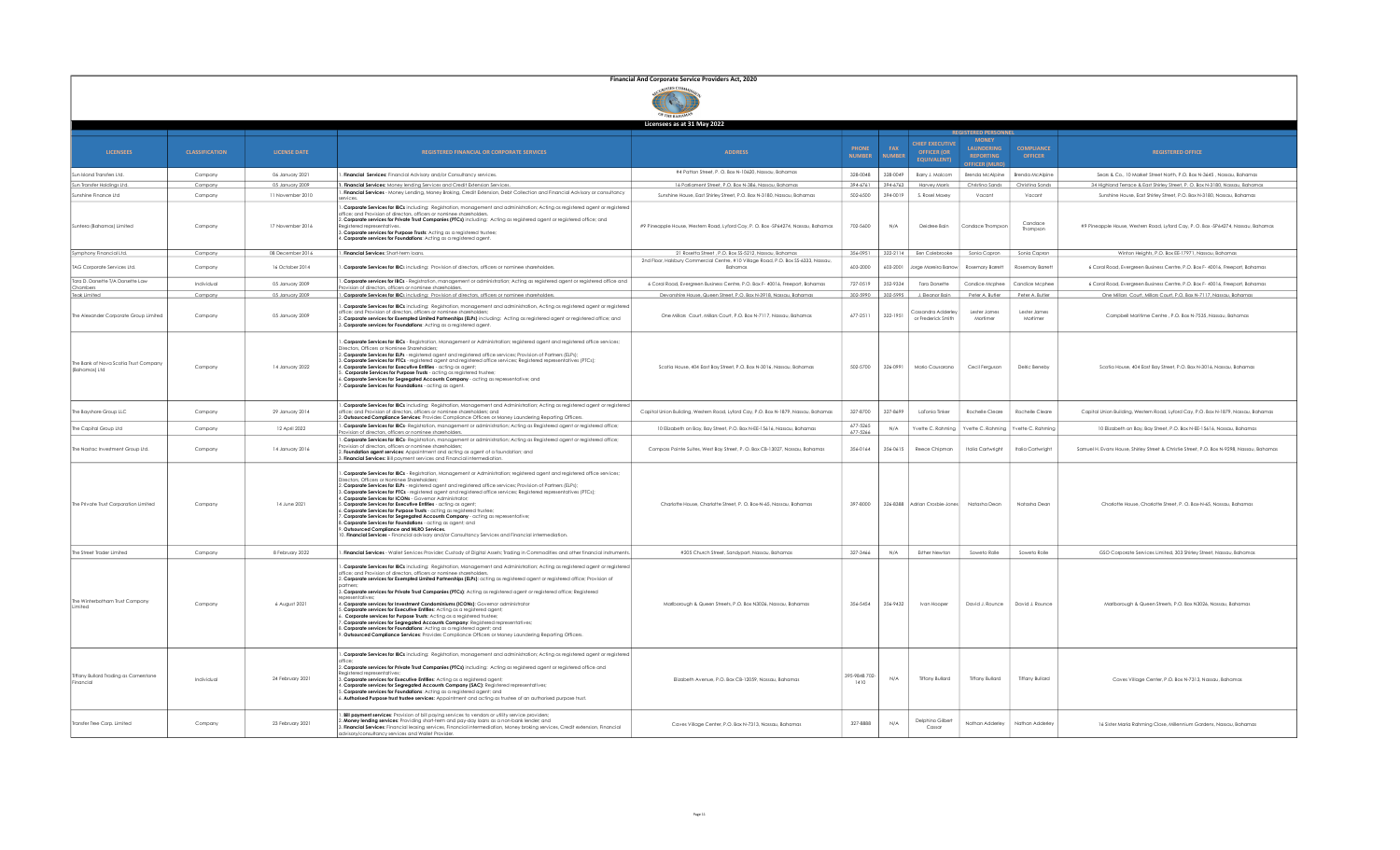# Financial And Corporate Service Providers Act, 2020

## Licensees as at 31 May 2022

| LICENSEES | CLASSIFICATION | LICENSE DATE | REGISTERED FINANCIAL OR CORPORATE SERVICES | ADDRESS | PHONE NUMBER | FAX NUMBER | REGISTERED PERSONNEL | | | REGISTERED OFFICE |
|---|---|---|---|---|---|---|---|---|---|---|
| | | | | | | | CHIEF EXECUTIVE OFFICER (OR EQUIVALENT) | MONEY LAUNDERING REPORTING OFFICER (MLRO) | COMPLIANCE OFFICER | |
| Sun Island Transfers Ltd. | Company | 06 January 2021 | 1. **Financial Services:** Financial Advisory and/or Consultancy services. | #4 Patton Street, P. O. Box N-10620, Nassau, Bahamas | 328-0048 | 328-0049 | Barry J. Malcom | Brenda McAlpine | Brenda McAlpine | Sears & Co., 10 Market Street North, P.O. Box N-3645 , Nassau, Bahamas |
| Sun Transfer Holdings Ltd. | Company | 05 January 2009 | 1. **Financial Services:** Money lending Services and Credit Extension Services. | 16 Parliament Street, P.O. Box N-386, Nassau, Bahamas | 394-6761 | 394-6763 | Harvey Morris | Christina Sands | Christina Sands | 34 Highland Terrace & East Shirley Street, P. O. Box N-3180, Nassau, Bahamas |
| Sunshine Finance Ltd | Company | 11 November 2010 | 1. **Financial Services** - Money Lending, Money Broking, Credit Extension, Debt Collection and Financial Advisory or consultancy services. | Sunshine House, East Shirley Street, P.O. Box N-3180, Nassau, Bahamas | 502-6500 | 394-0019 | S. Roxel Maxey | Vacant | Vacant | Sunshine House, East Shirley Street, P.O. Box N-3180, Nassau, Bahamas |
| Suntera (Bahamas) Limited | Company | 17 November 2016 | 1. **Corporate Services for IBCs** including: Registration, management and administration; Acting as registered agent or registered office; and Provision of directors, officers or nominee shareholders.<br>2. **Corporate services for Private Trust Companies (PTCs)** including: Acting as registered agent or registered office; and Registered representatives.<br>3. **Corporate services for Purpose Trusts**: Acting as a registered trustee;<br>4. **Corporate services for Foundations**: Acting as a registered agent. | #9 Pineapple House, Western Road, Lyford Cay, P. O. Box -SP64274, Nassau, Bahamas | 702-5600 | N/A | Deirdree Bain | Candace Thompson | Candace Thompson | #9 Pineapple House, Western Road, Lyford Cay, P. O. Box -SP64274, Nassau, Bahamas |
| Symphony Financial Ltd. | Company | 08 December 2016 | 1. **Financial Services:** Short-term loans. | 21 Rosetta Street , P.O. Box SS-5212, Nassau, Bahamas | 356-0951 | 322-2114 | Ben Colebrooke | Sonia Capron | Sonia Capron | Winton Heights, P.O. Box EE-17971, Nassau, Bahamas |
| TAG Corporate Services Ltd. | Company | 16 October 2014 | 1. **Corporate Services for IBCs** including: Provision of directors, officers or nominee shareholders. | 2nd Floor, Harbury Commercial Centre, #10 Village Road, P.O. Box SS-6333, Nassau, Bahamas | 603-2000 | 603-2001 | Jorge Moreira Bianow | Rosemary Barrett | Rosemary Barrett | 6 Coral Road, Evergreen Business Centre, P.O. Box F- 40016, Freeport, Bahamas |
| Tara D. Danette T/A Danette Law Chambers | Individual | 05 January 2009 | 1. **Corporate Services for IBCs** - Registration, management or administration; Acting as registered agent or registered office and Provision of directors, officers or nominee shareholders. | 6 Coral Road, Evergreen Business Centre, P.O. Box F- 40016, Freeport, Bahamas | 727-0519 | 352-9334 | Tara Danette | Candice Mcphee | Candice Mcphee | 6 Coral Road, Evergreen Business Centre, P.O. Box F- 40016, Freeport, Bahamas |
| Teak Limited | Company | 05 January 2009 | 1. **Corporate Services for IBCs** including: Provision of directors, officers or nominee shareholders. | Devonshire House, Queen Street, P.O. Box N-3918, Nassau, Bahamas | 302-5990 | 302-5995 | J. Eleanor Bain | Peter A. Butler | Peter A. Butler | One Millars Court, Millars Court, P.O. Box N-7117, Nassau, Bahamas |
| The Alexander Corporate Group Limited | Company | 05 January 2009 | 1. **Corporate Services for IBCs** including: Registration, management and administration; Acting as registered agent or registered office; and Provision of directors, officers or nominee shareholders;<br>2. **Corporate services for Exempted Limited Partnerships (ELPs)** including: Acting as registered agent or registered office; and<br>3. **Corporate Services for Foundations**: Acting as a registered agent. | One Millars Court, Millars Court, P.O. Box N-7117, Nassau, Bahamas | 677-2511 | 322-1951 | Cassandra Adderley or Frederick Smith | Lester James Mortimer | Lester James Mortimer | Campbell Maritime Centre , P.O. Box N-7525, Nassau, Bahamas |
| The Bank of Nova Scotia Trust Company (Bahamas) Ltd | Company | 14 January 2022 | 1. **Corporate Services for IBCs** - Registration, Management or Administration; registered agent and registered office services; Directors, Officers or Nominee Shareholders;<br>2. **Corporate Services for ELPs** - registered agent and registered office services; Provision of Partners (ELPs);<br>3. **Corporate Services for PTCs** - registered agent and registered office services; Registered representatives (PTCs);<br>4. **Corporate Services for Executive Entities** - acting as agent;<br>5. **Corporate Services for Purpose Trusts** - acting as registered trustee;<br>6. **Corporate Services for Segregated Accounts Company** - acting as representative; and<br>7. **Corporate Services for Foundations** - acting as agent. | Scotia House, 404 East Bay Street, P.O. Box N-3016, Nassau, Bahamas | 502-5700 | 326-0991 | Maria Causarano | Cecil Ferguson | Delkic Beneby | Scotia House, 404 East Bay Street, P.O. Box N-3016, Nassau, Bahamas |
| The Bayshore Group LLC | Company | 29 January 2014 | 1. **Corporate Services for IBCs** including: Registration, Management and Administration; Acting as registered agent or registered office; and Provision of directors, officers or nominee shareholders; and<br>2. **Outsourced Compliance Services:** Provides Compliance Officers or Money Laundering Reporting Officers. | Capital Union Building, Western Road, Lyford Cay, P.O. Box N-1879, Nassau, Bahamas | 327-8700 | 327-8699 | LaTonia Tinker | Rochelle Cleare | Rochelle Cleare | Capital Union Building, Western Road, Lyford Cay, P.O. Box N-1879, Nassau, Bahamas |
| The Capital Group Ltd. | Company | 12 April 2022 | 1. **Corporate Services for IBCs**- Registration, management or administration; Acting as Registered agent or registered office; Provision of directors, officers or nominee shareholders. | 10 Elizabeth on Bay, Bay Street, P.O. Box N-EE-15616, Nassau, Bahamas | 677-5265<br>677-5266 | N/A | Yvette C. Rahming | Yvette C. Rahming | Yvette C. Rahming | 10 Elizabeth on Bay, Bay Street, P.O. Box N-EE-15616, Nassau, Bahamas |
| The Nasriac Investment Group Ltd. | Company | 14 January 2016 | 1. **Corporate Services for IBCs**- Registration, management or administration; Acting as registered agent or registered office; Provision of directors, officers or nominee shareholders;<br>2. **Foundation agent services**: Appointment and acting as agent of a foundation; and<br>3. **Financial Services**: Bill payment services and Financial intermediation. | Compass Pointe Suites, West Bay Street, P. O. Box CB-13027, Nassau, Bahamas | 356-0164 | 356-0615 | Reece Chipman | Italia Cartwright | Italia Cartwright | Samuel H. Evans House, Shirley Street & Christie Street, P.O. Box N-9298, Nassau, Bahamas |
| The Private Trust Corporation Limited | Company | 14 June 2021 | 1. **Corporate Services for IBCs** - Registration, Management or Administration; registered agent and registered office services; Directors, Officers or Nominee Shareholders;<br>2. **Corporate Services for ELPs** - registered agent and registered office services; Provision of Partners (ELPs);<br>3. **Corporate Services for PTCs** - registered agent and registered office services; Registered representatives (PTCs);<br>4. **Corporate Services for ICONs** - Governor Administrator;<br>5. **Corporate Services for Executive Entities** - acting as agent;<br>6. **Corporate Services for Purpose Trusts** - acting as registered trustee;<br>7. **Corporate Services for Segregated Accounts Company** - acting as representative;<br>8. **Corporate Services for Foundations** - acting as agent; and<br>9. **Outsourced Compliance and MLRO Services**;<br>10. **Financial Services** - Financial advisory and/or Consultancy Services and Financial intermediation. | Charlotte House, Charlotte Street, P. O. Box N-65, Nassau, Bahamas | 397-8000 | 326-8388 | Adrian Crosbie-Jones | Natasha Dean | Natasha Dean | Charlotte House, Charlotte Street, P. O. Box-N-65, Nassau, Bahamas |
| The Street Trader Limited | Company | 8 February 2022 | 1. **Financial Services** - Wallet Services Provider; Custody of Digital Assets; Trading in Commodities and other financial instruments. | #205 Church Street, Sandyport, Nassau, Bahamas | 327-3466 | N/A | Esther Newton | Soweto Rolle | Soweto Rolle | GSO Corporate Services Limited, 203 Shirley Street, Nassau, Bahamas |
| The Winterbotham Trust Company Limited | Company | 6 August 2021 | 1. **Corporate Services for IBCs** including: Registration, Management and Administration; Acting as registered agent or registered office; and Provision of directors, officers or nominee shareholders.<br>2. **Corporate services for Exempted Limited Partnerships (ELPs)**: acting as registered agent or registered office; Provision of partners;<br>3. **Corporate services for Private Trust Companies (PTCs)**: Acting as registered agent or registered office; Registered representatives;<br>4. **Corporate services for Investment Condominiums (ICONs)**: Governor administrator<br>5. **Corporate services for Executive Entities**: Acting as a registered agent;<br>6. **Corporate services for Purpose Trusts**: Acting as a registered trustee;<br>7. **Corporate services for Segregated Accounts Company**: Registered representatives;<br>8. **Corporate services for Foundations**: Acting as a registered agent; and<br>9. **Outsourced Compliance Services**: Provides Compliance Officers or Money Laundering Reporting Officers. | Marlborough & Queen Streets, P.O. Box N3026, Nassau, Bahamas | 356-5454 | 356-9432 | Ivan Hooper | David J. Rounce | David J. Rounce | Marlborough & Queen Streets, P.O. Box N3026, Nassau, Bahamas |
| Tiffany Bullard Trading as Cornerstone Financial | Individual | 24 February 2021 | 1. **Corporate Services for IBCs** including: Registration, management and administration; Acting as registered agent or registered office;<br>2. **Corporate services for Private Trust Companies (PTCs)** including: Acting as registered agent or registered office and Registered representatives;<br>3. **Corporate Services for Executive Entities**: Acting as a registered agent;<br>4. **Corporate services for Segregated Accounts Company (SAC)**: Registered representatives;<br>5. **Corporate services for Foundations**: Acting as a registered agent; and<br>6. **Authorised Purpose trust trustee services**: Appointment and acting as trustee of an authorised purpose trust. | Elizabeth Avenue, P.O. Box CB-12059, Nassau, Bahamas | 395-9848;702-1410 | N/A | Tiffany Bullard | Tiffany Bullard | Tiffany Bullard | Caves Village Center, P.O. Box N-7313, Nassau, Bahamas |
| Transfer Tree Corp. Limited | Company | 23 February 2021 | 1. **Bill payment services**: Provision of bill paying services to vendors or utility service providers;<br>2. **Money lending services**: Providing short-term and pay-day loans as a non-bank lender; and<br>3. **Financial Services**: Financial leasing services, Financial intermediation, Money broking services, Credit extension, Financial advisory/consultancy services and Wallet Provider. | Caves Village Center, P.O. Box N-7313, Nassau, Bahamas | 327-8888 | N/A | Delphino Gilbert Cassar | Nathan Adderley | Nathan Adderley | 16 Sister Maria Rahming Close, Millennium Gardens, Nassau, Bahamas |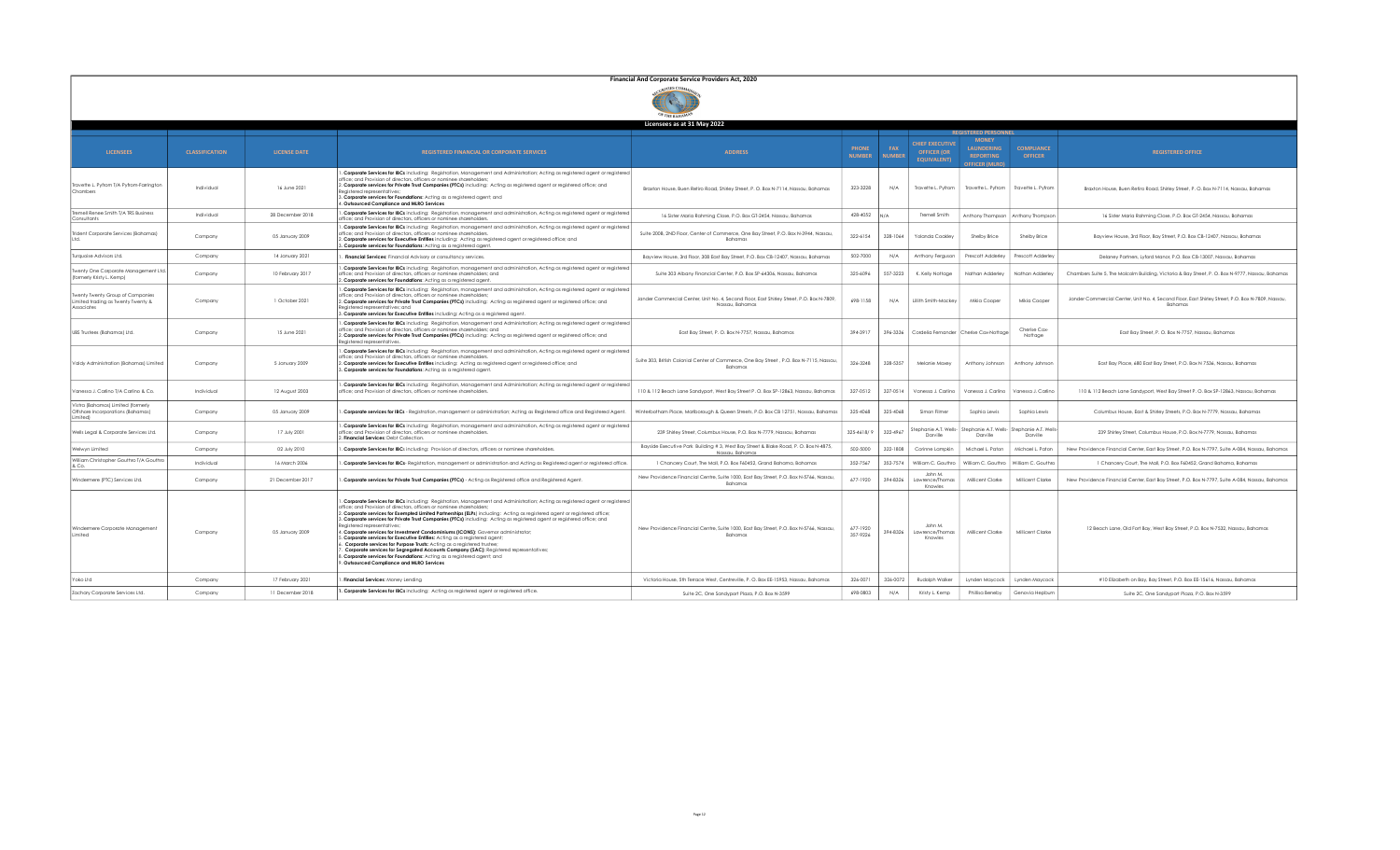# Financial And Corporate Service Providers Act, 2020

Licensees as at 31 May 2022

| LICENSEES | CLASSIFICATION | LICENSE DATE | REGISTERED FINANCIAL OR CORPORATE SERVICES | ADDRESS | PHONE NUMBER | FAX NUMBER | REGISTERED PERSONNEL | | | REGISTERED OFFICE |
|---|---|---|---|---|---|---|---|---|---|---|
| | | | | | | | CHIEF EXECUTIVE OFFICER (OR EQUIVALENT) | MONEY LAUNDERING REPORTING OFFICER (MLRO) | COMPLIANCE OFFICER | |
| Travette L. Pyfrom T/A Pyfrom-Farrington Chambers | Individual | 16 June 2021 | 1. **Corporate Services for IBCs** including: Registration, Management and Administration; Acting as registered agent or registered office; and Provision of directors, officers or nominee shareholders; 2. **Corporate services for Private Trust Companies (PTCs)** including: Acting as registered agent or registered office; and Registered representatives; 3. **Corporate services for Foundations**: Acting as a registered agent; and 4. **Outsourced Compliance and MLRO Services** | Braxton House, Buen Retiro Road, Shirley Street, P. O. Box N-7114, Nassau, Bahamas | 323-3228 | N/A | Travette L. Pyfrom | Travette L. Pyfrom | Travette L. Pyfrom | Braxton House, Buen Retiro Road, Shirley Street, P. O. Box N-7114, Nassau, Bahamas |
| Tremell Renee Smith T/A TRS Business Consultants | Individual | 28 December 2018 | 1. **Corporate Services for IBCs** including: Registration, management and administration, Acting as registered agent or registered office; and Provision of directors, officers or nominee shareholders. | 16 Sister Maria Rahming Close, P.O. Box GT-2454, Nassau, Bahamas | 428-4052 | N/A | Tremell Smith | Anthony Thompson | Anthony Thompson | 16 Sister Maria Rahming Close, P.O. Box GT-2454, Nassau, Bahamas |
| Trident Corporate Services (Bahamas) Ltd. | Company | 05 January 2009 | 1. **Corporate Services for IBCs** including: Registration, management and administration, Acting as registered agent or registered office; and Provision of directors, officers or nominee shareholders. 2. **Corporate services for Executive Entities** including: Acting as registered agent or registered office; and 3. **Corporate services for Foundations**: Acting as a registered agent. | Suite 200B, 2ND Floor, Center of Commerce, One Bay Street, P.O. Box N-3944, Nassau, Bahamas | 322-6154 | 328-1064 | Yolanda Cooksley | Shelby Brice | Shelby Brice | Bayview House, 3rd Floor, Bay Street, P.O. Box CB-12407, Nassau, Bahamas |
| Turquoise Advisors Ltd. | Company | 14 January 2021 | 1. **Financial Services**: Financial Advisory or consultancy services. | Bayview House, 3rd Floor, 308 East Bay Street, P.O. Box CB-12407, Nassau, Bahamas | 502-7000 | N/A | Anthony Ferguson | Prescott Adderley | Prescott Adderley | Delaney Partners, Lyford Manor, P.O. Box CB-13007, Nassau, Bahamas |
| Twenty One Corporate Management Ltd. (formerly Kristy L. Kemp) | Company | 10 February 2017 | 1. **Corporate Services for IBCs** including: Registration, management and administration, Acting as registered agent or registered office; and Provision of directors, officers or nominee shareholders; and 2. **Corporate services for Foundations**: Acting as a registered agent. | Suite 303 Albany Financial Center, P.O. Box SP-64306, Nassau, Bahamas | 325-6096 | 557-3223 | K. Kelly Nottage | Nathan Adderley | Nathan Adderley | Chambers Suite 5, The Malcolm Building, Victoria & Bay Street, P. O. Box N-9777, Nassau, Bahamas |
| Twenty Twenty Group of Companies Limited trading as Twenty Twenty & Associates | Company | 1 October 2021 | 1. **Corporate Services for IBCs** including: Registration, management and administration, Acting as registered agent or registered office; and Provision of directors, officers or nominee shareholders. 2. **Corporate services for Private Trust Companies (PTCs)** including: Acting as registered agent or registered office; and Registered representatives; and 3. **Corporate services for Executive Entities** including: Acting as a registered agent. | Jander Commercial Center, Unit No. 4, Second Floor, East Shirley Street, P.O. Box N-7809, Nassau, Bahamas | 698-1158 | N/A | Lillith Smith-Mackey | Mikia Cooper | Mikia Cooper | Jander Commercial Center, Unit No. 4, Second Floor, East Shirley Street, P.O. Box N-7809, Nassau, Bahamas |
| UBS Trustees (Bahamas) Ltd. | Company | 15 June 2021 | 1. **Corporate Services for IBCs** including: Registration, Management and Administration; Acting as registered agent or registered office; and Provision of directors, officers or nominee shareholders; and 2. **Corporate services for Private Trust Companies (PTCs)** including: Acting as registered agent or registered office; and Registered representatives. | East Bay Street, P. O. Box N-7757, Nassau, Bahamas | 394-3917 | 394-3326 | Cordelia Fernander | Cherise Cox-Nottage | Cherise Cox-Nottage | East Bay Street, P. O. Box N-7757, Nassau, Bahamas |
| Valdy Administration (Bahamas) Limited | Company | 5 January 2009 | 1. **Corporate Services for IBCs** including: Registration, Management and Administration; Acting as registered agent or registered office; and Provision of directors, officers or nominee shareholders. 2. **Corporate services for Executive Entities** including: Acting as registered agent or registered office; and 3. **Corporate services for Foundations**: Acting as a registered agent. | Suite 303, British Colonial Center of Commerce, One Bay Street , P.O. Box N-7115, Nassau, Bahamas | 326-3248 | 328-5207 | Melanie Moxey | Anthony Johnson | Anthony Johnson | East Bay Place, 680 East Bay Street, P.O. Box N-7536, Nassau, Bahamas |
| Vanessa J. Carlino T/A Carlino & Co. | Individual | 12 August 2002 | 1. **Corporate Services for IBCs** including: Registration, Management and Administration; Acting as registered agent or registered office; and Provision of directors, officers or nominee shareholders. | 110 & 112 Beach Lane Sandyport, West Bay Street P.O. Box SP-12863, Nassau, Bahamas | 327-0512 | 327-0514 | Vanessa J. Carlino | Vanessa J. Carlino | Vanessa J. Carlino | 110 & 112 Beach Lane Sandyport, West Bay Street P. O. Box SP-12863, Nassau, Bahamas |
| Vistra (Bahamas) Limited (formerly Offshore Incorporations (Bahamas) Limited) | Company | 05 January 2009 | 1. **Corporate services for IBCs** - Registration, management or administration; Acting as Registered office and Registered Agent. | Winterbotham Place, Marlborough & Queen Streets, P.O. Box CB 12751, Nassau, Bahamas | 325-4068 | 325-4068 | Simon Filmer | Sophia Lewis | Sophia Lewis | Columbus House, East & Shirley Streets, P.O. Box N-7779, Nassau, Bahamas |
| Wells Legal & Corporate Services Ltd. | Company | 17 July 2001 | 1. **Corporate Services for IBCs** including: Registration, management and administration, Acting as registered agent or registered office; and Provision of directors, officers or nominee shareholders. 2. **Financial Services**: Debt Collection. | 239 Shirley Street, Columbus House, P.O. Box N-7779, Nassau, Bahamas | 325-4618/9 | 322-4967 | Stephanie A.T. Wells-Danville | Stephanie A.T. Wells-Danville | Stephanie A.T. Wells-Danville | 239 Shirley Street, Columbus House, P.O. Box N-7779, Nassau, Bahamas |
| Welwyn Limited | Company | 02 July 2010 | 1. **Corporate Services for IBC**s including: Provision of directors, officers or nominee shareholders. | Bayside Executive Park Building # 3, West Bay Street & Blake Road, P. O. Box N-4875, Nassau, Bahamas | 502-5000 | 322-1808 | Corinne Lampkin | Michael L. Paton | Michael L. Paton | New Providence Financial Center, East Bay Street, P.O. Box N-7797, Suite A-084, Nassau, Bahamas |
| William Christopher Gouthro T/A Gouthro & Co. | Individual | 16 March 2006 | 1. **Corporate Services for IBCs**- Registration, management or administration and Acting as Registered agent or registered office. | 1 Chancery Court, The Mall, P.O. Box F60452, Grand Bahama, Bahamas | 352-7567 | 352-7574 | William C. Gouthro | William C. Gouthro | William C. Gouthro | 1 Chancery Court, The Mall, P.O. Box F60452, Grand Bahama, Bahamas |
| Windermere (PTC) Services Ltd. | Company | 21 December 2017 | 1. **Corporate services for Private Trust Companies (PTCs)** - Acting as Registered office and Registered Agent. | New Providence Financial Centre, Suite 1000, East Bay Street, P.O. Box N-5766, Nassau, Bahamas | 677-1920 | 394-8326 | John M. Lawrence/Thomas Knowles | Millicent Clarke | Millicent Clarke | New Providence Financial Center, East Bay Street, P.O. Box N-7797, Suite A-084, Nassau, Bahamas |
| Windermere Corporate Management Limited | Company | 05 January 2009 | 1. **Corporate Services for IBCs** including: Registration, Management and Administration; Acting as registered agent or registered office; and Provision of directors, officers or nominee shareholders; 2. **Corporate services for Exempted Limited Partnerships (ELPs)** including: Acting as registered agent or registered office; 3. **Corporate services for Private Trust Companies (PTCs)** including: Acting as registered agent or registered office; and Registered representatives; 4. **Corporate services for Investment Condominiums (ICONS)**: Governor administrator; 5. **Corporate services for Executive Entities**: Acting as a registered agent; 6. **Corporate services for Purpose Trusts**: Acting as a registered trustee; 7. **Corporate services for Segregated Accounts Company (SAC)**: Registered representatives; 8. **Corporate services for Foundations**: Acting as a registered agent; and 9. **Outsourced Compliance and MLRO Services** | New Providence Financial Centre, Suite 1000, East Bay Street, P.O. Box N-5766, Nassau, Bahamas | 677-1920 397-9226 | 394-8326 | John M. Lawrence/Thomas Knowles | Millicent Clarke | Millicent Clarke | 12 Beach Lane, Old Fort Bay, West Bay Street, P.O. Box N-7532, Nassau, Bahamas |
| Yoko Ltd. | Company | 17 February 2021 | 1. **Financial Services**: Money Lending | Victoria House, 5th Terrace West, Centreville, P. O. Box EE-15953, Nassau, Bahamas | 326-0071 | 326-0072 | Rudolph Walker | Lynden Maycock | Lynden Maycock | #10 Elizabeth on Bay, Bay Street, P.O. Box EE-15616, Nassau, Bahamas |
| Zachary Corporate Services Ltd. | Company | 11 December 2018 | 1. **Corporate Services for IBCs** including: Acting as registered agent or registered office. | Suite 2C, One Sandyport Plaza, P.O. Box N-3599 | 698-0803 | N/A | Kristy L. Kemp | Phillisa Beneby | Genevia Hepburn | Suite 2C, One Sandyport Plaza, P.O. Box N-3599 |